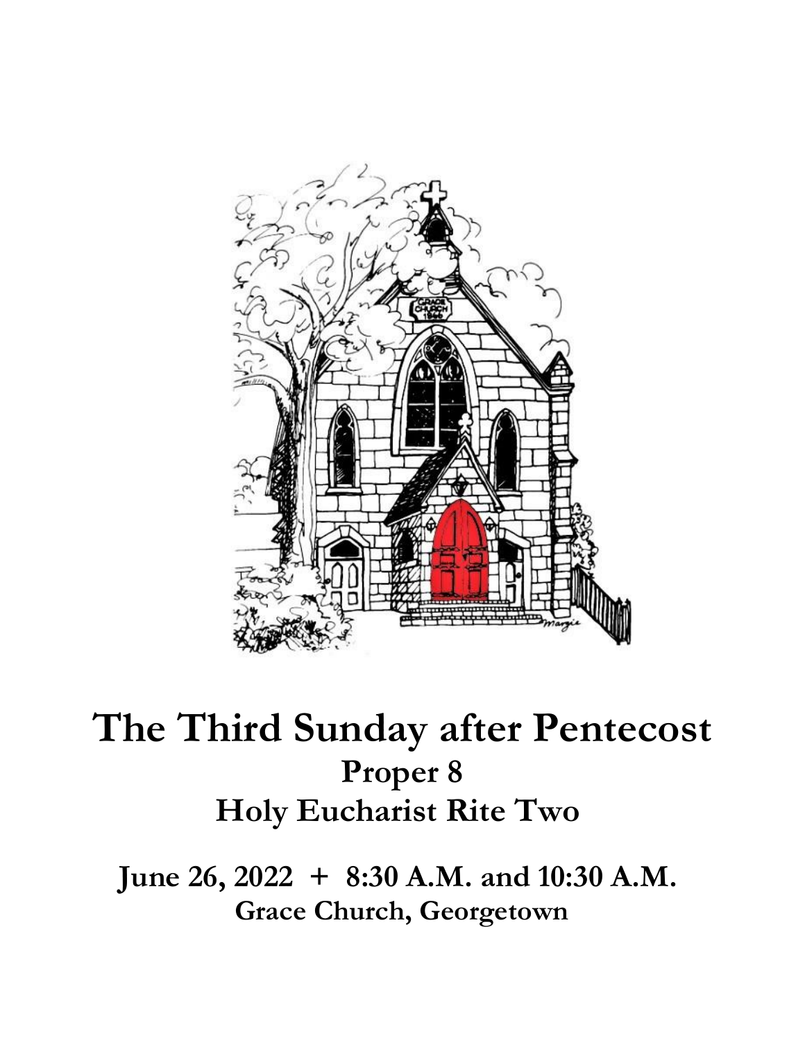# The Third Sunday after Pentecost

## Proper 8

## Holy Eucharist Rite Two

**June 26, 2022 + 8:30 A.M. and 10:30 A.M.**

**Grace Church, Georgetown**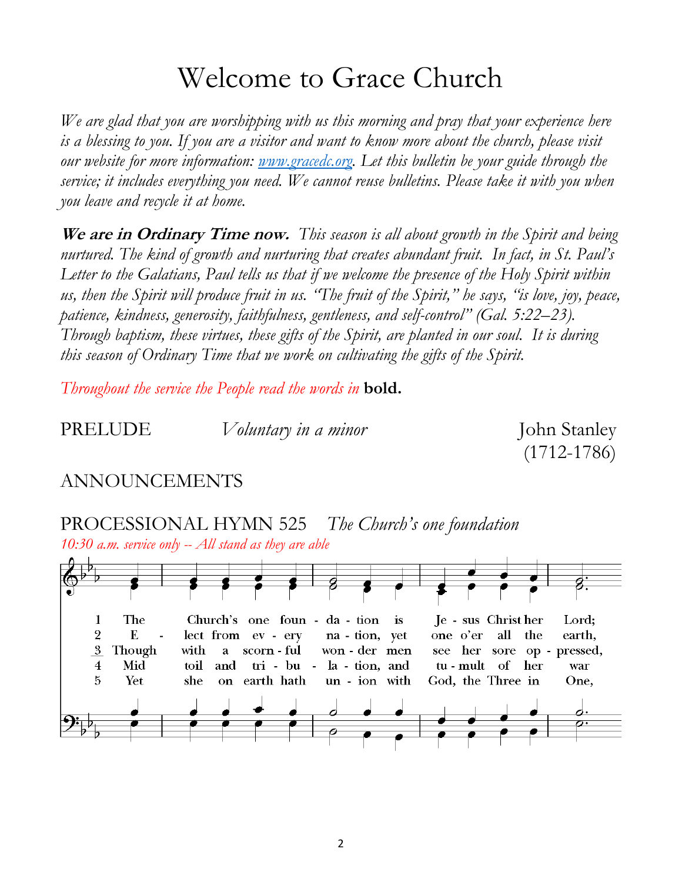# Welcome to Grace Church

*We are glad that you are worshipping with us this morning and pray that your experience here is a blessing to you. If you are a visitor and want to know more about the church, please visit our website for more information: www.gracedc.org. Let this bulletin be your guide through the service; it includes everything you need. We cannot reuse bulletins. Please take it with you when you leave and recycle it at home.*

***We are in Ordinary Time now.*** *This season is all about growth in the Spirit and being nurtured. The kind of growth and nurturing that creates abundant fruit. In fact, in St. Paul's Letter to the Galatians, Paul tells us that if we welcome the presence of the Holy Spirit within us, then the Spirit will produce fruit in us. "The fruit of the Spirit," he says, "is love, joy, peace, patience, kindness, generosity, faithfulness, gentleness, and self-control" (Gal. 5:22–23). Through baptism, these virtues, these gifts of the Spirit, are planted in our soul. It is during this season of Ordinary Time that we work on cultivating the gifts of the Spirit.*

*Throughout the service the People read the words in* **bold.**

PRELUDE *Voluntary in a minor* John Stanley (1712-1786)

ANNOUNCEMENTS

PROCESSIONAL HYMN 525 *The Church's one foundation*

*10:30 a.m. service only -- All stand as they are able*

1 The Church's one foundation is Jesus Christ her Lord;
2 Elect from every nation, yet one o'er all the earth,
3 Though with a scornful wonder men see her sore oppressed,
4 Mid toil and tribulation, and tumult of her war
5 Yet she on earth hath union with God, the Three in One,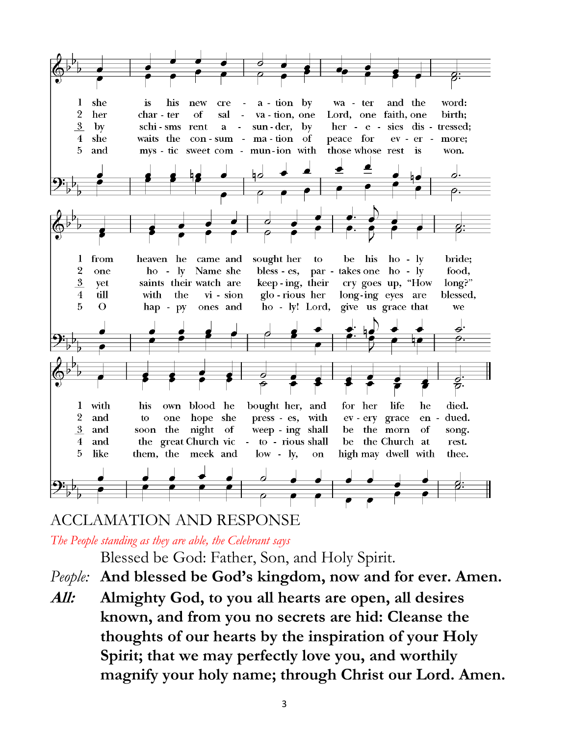1 she is his new cre - a - tion by wa - ter and the word:
2 her char - ter of sal - va - tion, one Lord, one faith, one birth;
3 by schi - sms rent a - sun - der, by her - e - sies dis - tressed;
4 she waits the con - sum - ma - tion of peace for ev - er - more;
5 and mys - tic sweet com - mun - ion with those whose rest is won.

1 from heaven he came and sought her to be his ho - ly bride;
2 one ho - ly Name she bless - es, par - takes one ho - ly food,
3 yet saints their watch are keep - ing, their cry goes up, "How long?"
4 till with the vi - sion glo - rious her long - ing eyes are blessed,
5 O hap - py ones and ho - ly! Lord, give us grace that we

1 with his own blood he bought her, and for her life he died.
2 and to one hope she press - es, with ev - ery grace en - dued.
3 and soon the night of weep - ing shall be the morn of song.
4 and the great Church vic - to - rious shall be the Church at rest.
5 like them, the meek and low - ly, on high may dwell with thee.

## ACCLAMATION AND RESPONSE

*The People standing as they are able, the Celebrant says*

Blessed be God: Father, Son, and Holy Spirit.

*People:* **And blessed be God's kingdom, now and for ever. Amen.**

***All:*** **Almighty God, to you all hearts are open, all desires known, and from you no secrets are hid: Cleanse the thoughts of our hearts by the inspiration of your Holy Spirit; that we may perfectly love you, and worthily magnify your holy name; through Christ our Lord. Amen.**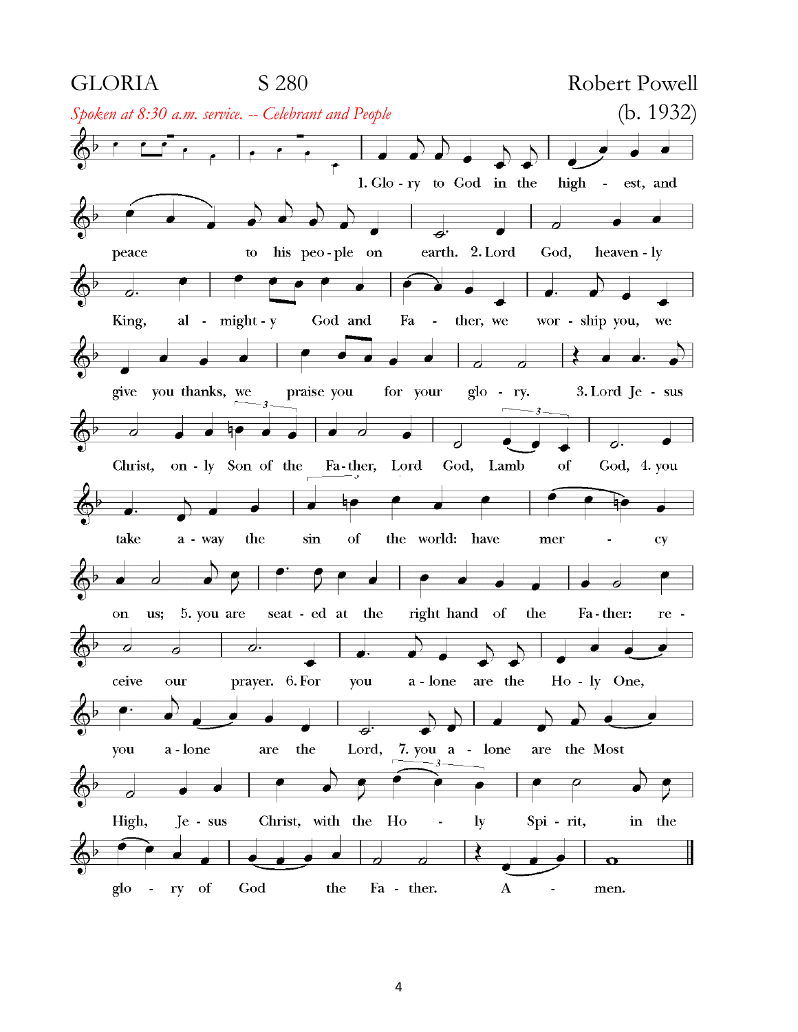GLORIA S 280 Robert Powell (b. 1932)

*Spoken at 8:30 a.m. service. -- Celebrant and People*

1. Glo - ry to God in the high - est, and peace to his peo - ple on earth. 2. Lord God, heaven - ly King, al - might - y God and Fa - ther, we wor - ship you, we give you thanks, we praise you for your glo - ry. 3. Lord Je - sus Christ, on - ly Son of the Fa - ther, Lord God, Lamb of God, 4. you take a - way the sin of the world: have mer - cy on us; 5. you are seat - ed at the right hand of the Fa - ther: re - ceive our prayer. 6. For you a - lone are the Ho - ly One, you a - lone are the Lord, 7. you a - lone are the Most High, Je - sus Christ, with the Ho - ly Spi - rit, in the glo - ry of God the Fa - ther. A - men.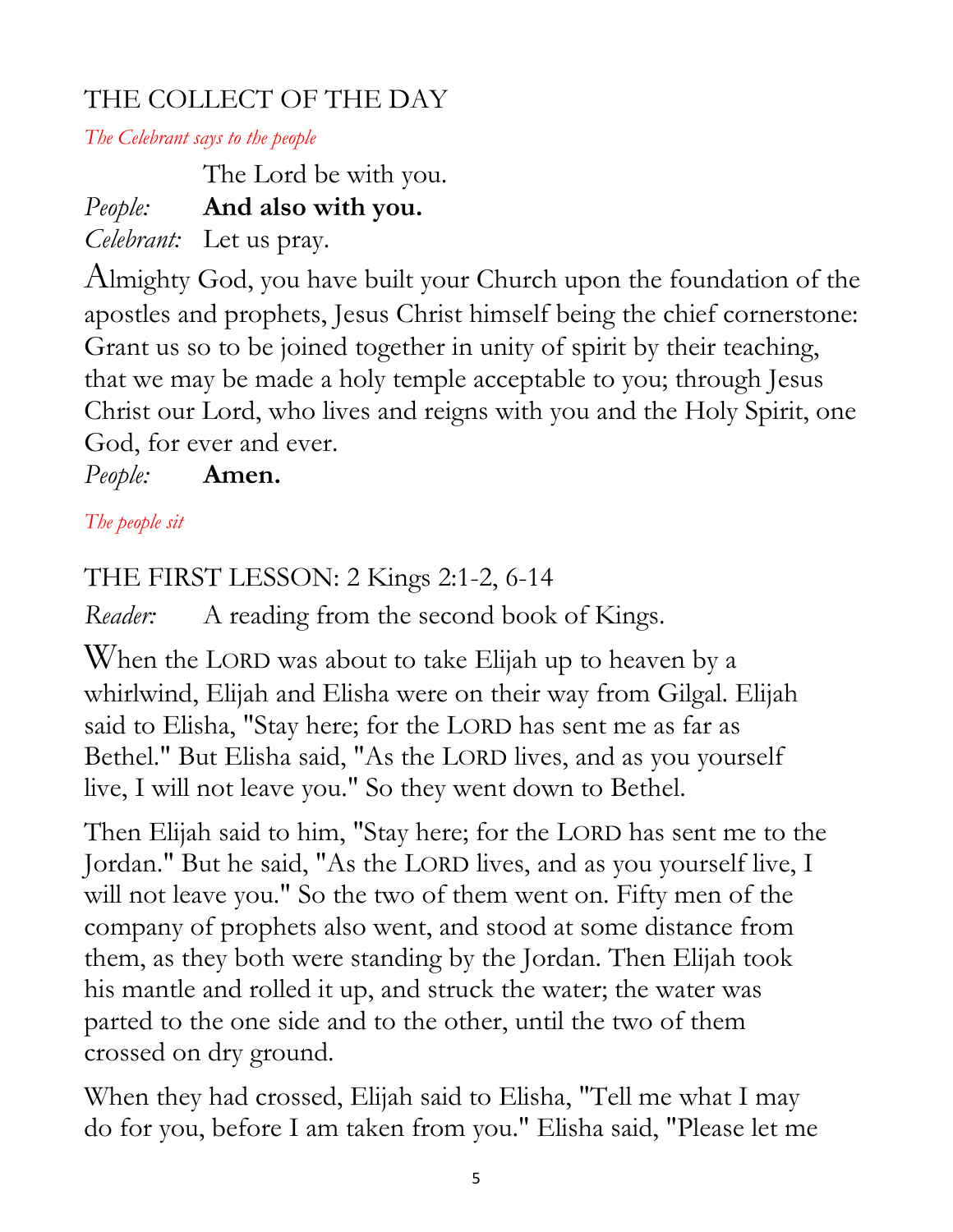## THE COLLECT OF THE DAY

*The Celebrant says to the people*

The Lord be with you.

*People:* **And also with you.**

*Celebrant:* Let us pray.

Almighty God, you have built your Church upon the foundation of the apostles and prophets, Jesus Christ himself being the chief cornerstone: Grant us so to be joined together in unity of spirit by their teaching, that we may be made a holy temple acceptable to you; through Jesus Christ our Lord, who lives and reigns with you and the Holy Spirit, one God, for ever and ever.

*People:* **Amen.**

*The people sit*

## THE FIRST LESSON: 2 Kings 2:1-2, 6-14

*Reader:* A reading from the second book of Kings.

When the LORD was about to take Elijah up to heaven by a whirlwind, Elijah and Elisha were on their way from Gilgal. Elijah said to Elisha, "Stay here; for the LORD has sent me as far as Bethel." But Elisha said, "As the LORD lives, and as you yourself live, I will not leave you." So they went down to Bethel.

Then Elijah said to him, "Stay here; for the LORD has sent me to the Jordan." But he said, "As the LORD lives, and as you yourself live, I will not leave you." So the two of them went on. Fifty men of the company of prophets also went, and stood at some distance from them, as they both were standing by the Jordan. Then Elijah took his mantle and rolled it up, and struck the water; the water was parted to the one side and to the other, until the two of them crossed on dry ground.

When they had crossed, Elijah said to Elisha, "Tell me what I may do for you, before I am taken from you." Elisha said, "Please let me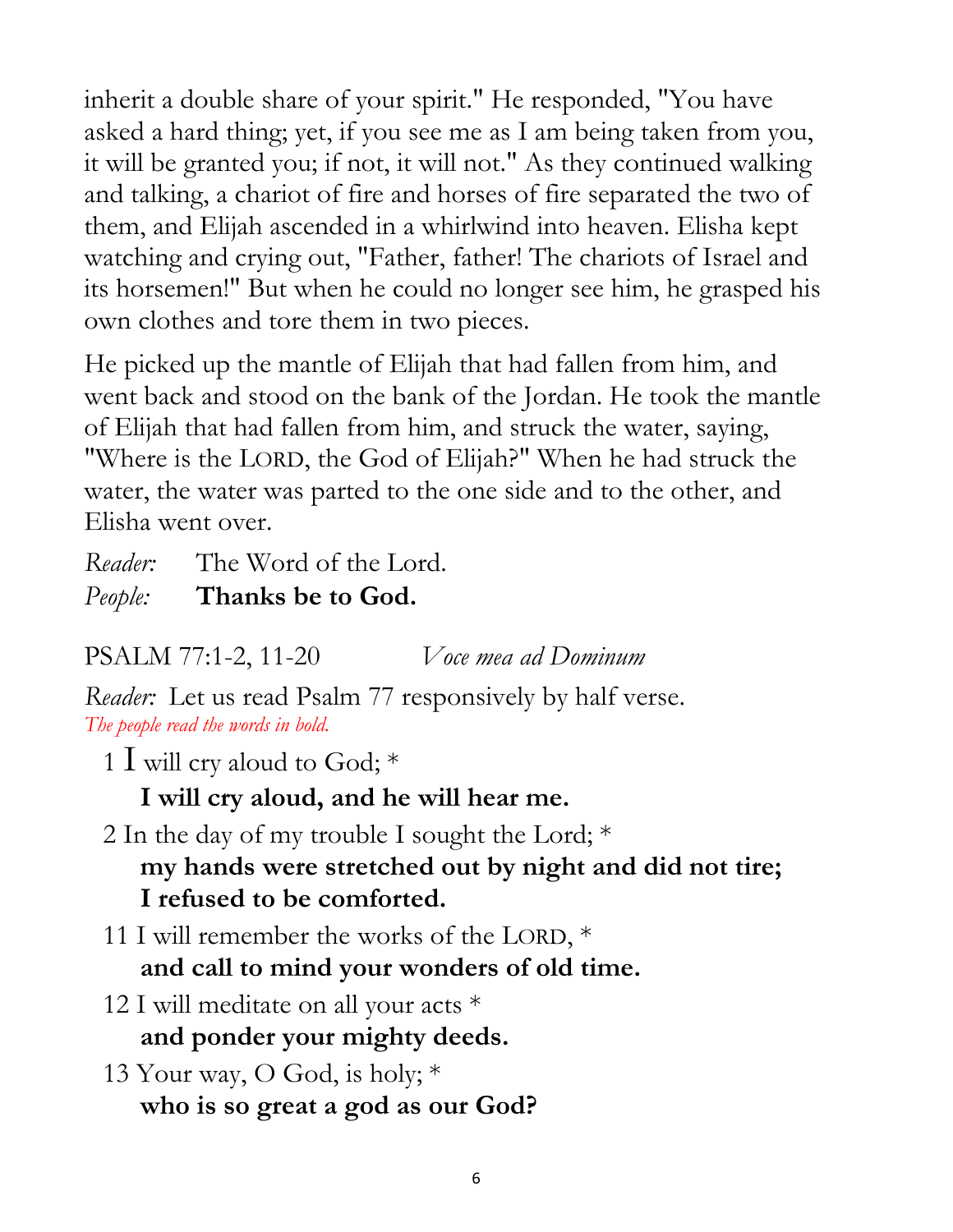inherit a double share of your spirit." He responded, "You have asked a hard thing; yet, if you see me as I am being taken from you, it will be granted you; if not, it will not." As they continued walking and talking, a chariot of fire and horses of fire separated the two of them, and Elijah ascended in a whirlwind into heaven. Elisha kept watching and crying out, "Father, father! The chariots of Israel and its horsemen!" But when he could no longer see him, he grasped his own clothes and tore them in two pieces.

He picked up the mantle of Elijah that had fallen from him, and went back and stood on the bank of the Jordan. He took the mantle of Elijah that had fallen from him, and struck the water, saying, "Where is the LORD, the God of Elijah?" When he had struck the water, the water was parted to the one side and to the other, and Elisha went over.

*Reader:* The Word of the Lord.
*People:* **Thanks be to God.**

PSALM 77:1-2, 11-20 *Voce mea ad Dominum*

*Reader:* Let us read Psalm 77 responsively by half verse.
*The people read the words in bold.*

1 I will cry aloud to God; *
**I will cry aloud, and he will hear me.**

2 In the day of my trouble I sought the Lord; *
**my hands were stretched out by night and did not tire;**
**I refused to be comforted.**

11 I will remember the works of the LORD, *
**and call to mind your wonders of old time.**

12 I will meditate on all your acts *
**and ponder your mighty deeds.**

13 Your way, O God, is holy; *
**who is so great a god as our God?**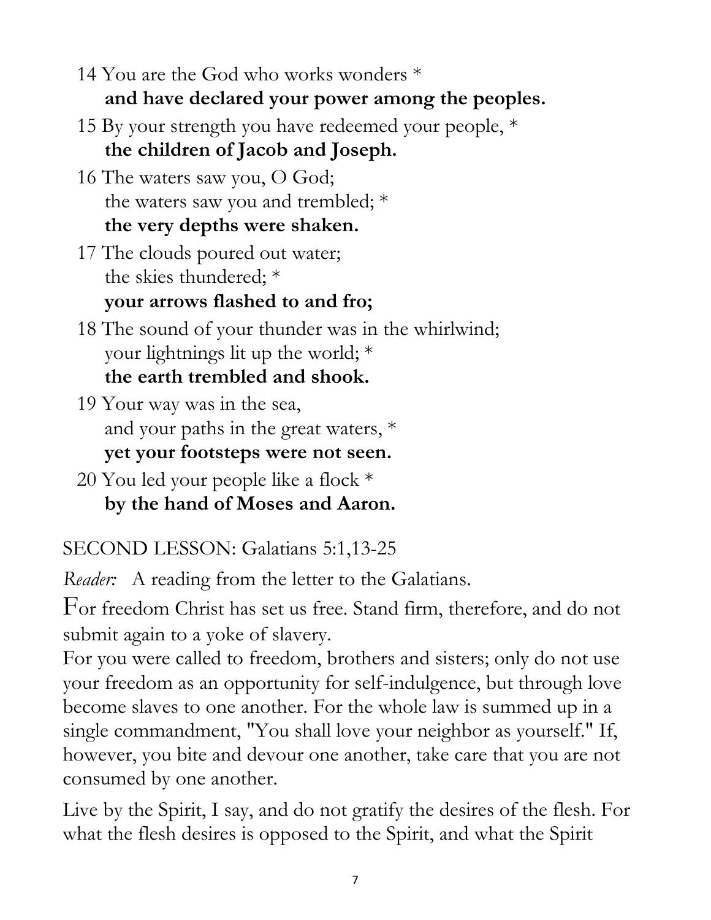14 You are the God who works wonders *
**and have declared your power among the peoples.**

15 By your strength you have redeemed your people, *
**the children of Jacob and Joseph.**

16 The waters saw you, O God;
the waters saw you and trembled; *
**the very depths were shaken.**

17 The clouds poured out water;
the skies thundered; *
**your arrows flashed to and fro;**

18 The sound of your thunder was in the whirlwind;
your lightnings lit up the world; *
**the earth trembled and shook.**

19 Your way was in the sea,
and your paths in the great waters, *
**yet your footsteps were not seen.**

20 You led your people like a flock *
**by the hand of Moses and Aaron.**

SECOND LESSON: Galatians 5:1,13-25

*Reader:* A reading from the letter to the Galatians.

For freedom Christ has set us free. Stand firm, therefore, and do not submit again to a yoke of slavery.

For you were called to freedom, brothers and sisters; only do not use your freedom as an opportunity for self-indulgence, but through love become slaves to one another. For the whole law is summed up in a single commandment, "You shall love your neighbor as yourself." If, however, you bite and devour one another, take care that you are not consumed by one another.

Live by the Spirit, I say, and do not gratify the desires of the flesh. For what the flesh desires is opposed to the Spirit, and what the Spirit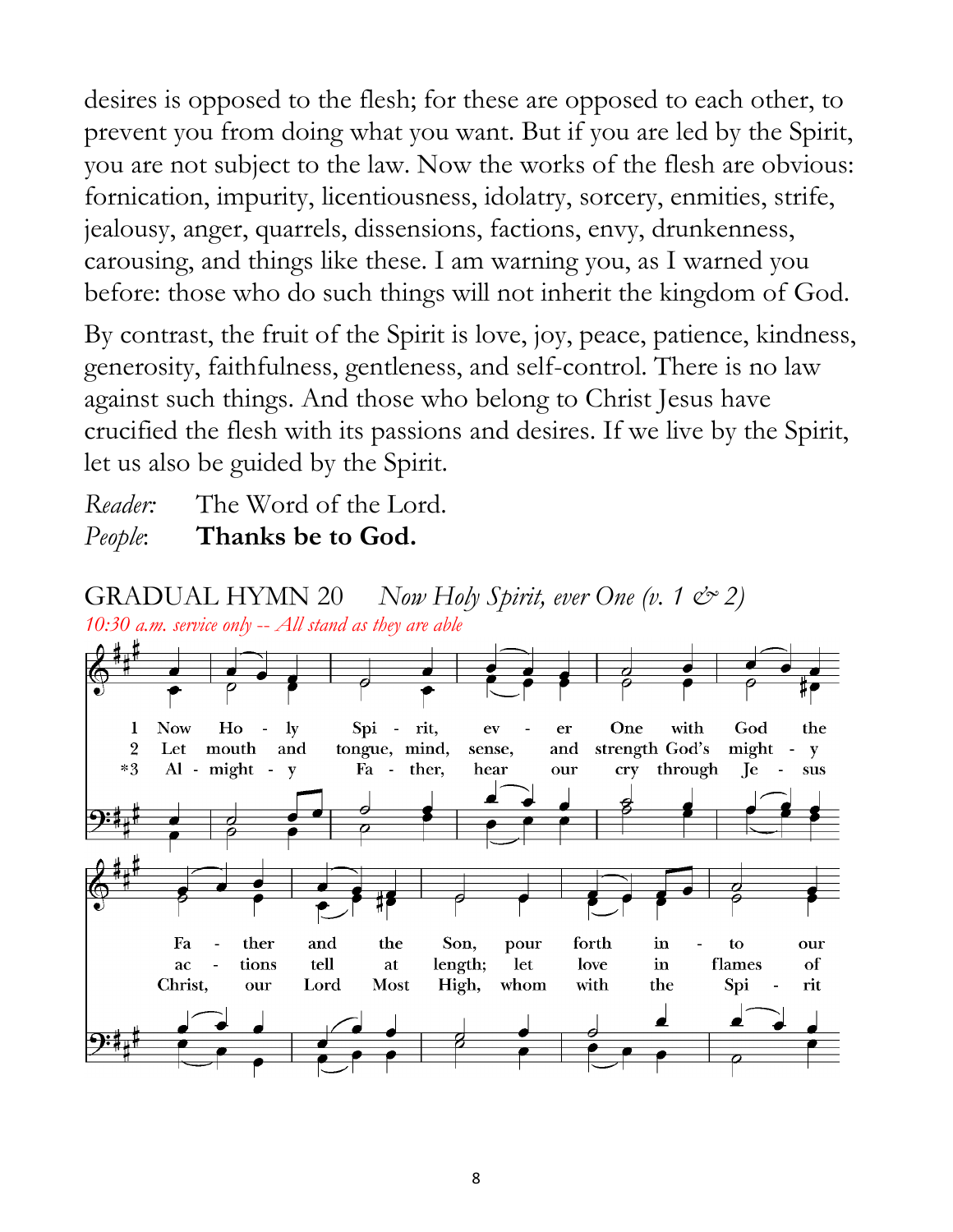desires is opposed to the flesh; for these are opposed to each other, to prevent you from doing what you want. But if you are led by the Spirit, you are not subject to the law. Now the works of the flesh are obvious: fornication, impurity, licentiousness, idolatry, sorcery, enmities, strife, jealousy, anger, quarrels, dissensions, factions, envy, drunkenness, carousing, and things like these. I am warning you, as I warned you before: those who do such things will not inherit the kingdom of God.

By contrast, the fruit of the Spirit is love, joy, peace, patience, kindness, generosity, faithfulness, gentleness, and self-control. There is no law against such things. And those who belong to Christ Jesus have crucified the flesh with its passions and desires. If we live by the Spirit, let us also be guided by the Spirit.

*Reader:* The Word of the Lord.
*People*: **Thanks be to God.**

GRADUAL HYMN 20 *Now Holy Spirit, ever One (v. 1 & 2)*
*10:30 a.m. service only -- All stand as they are able*

1 Now Holy Spirit, ever One with God the Father and the Son, pour forth in-to our
2 Let mouth and tongue, mind, sense, and strength God's might-y actions tell at length; let love in flames of
*3 Almighty Father, hear our cry through Jesus Christ, our Lord Most High, whom with the Spirit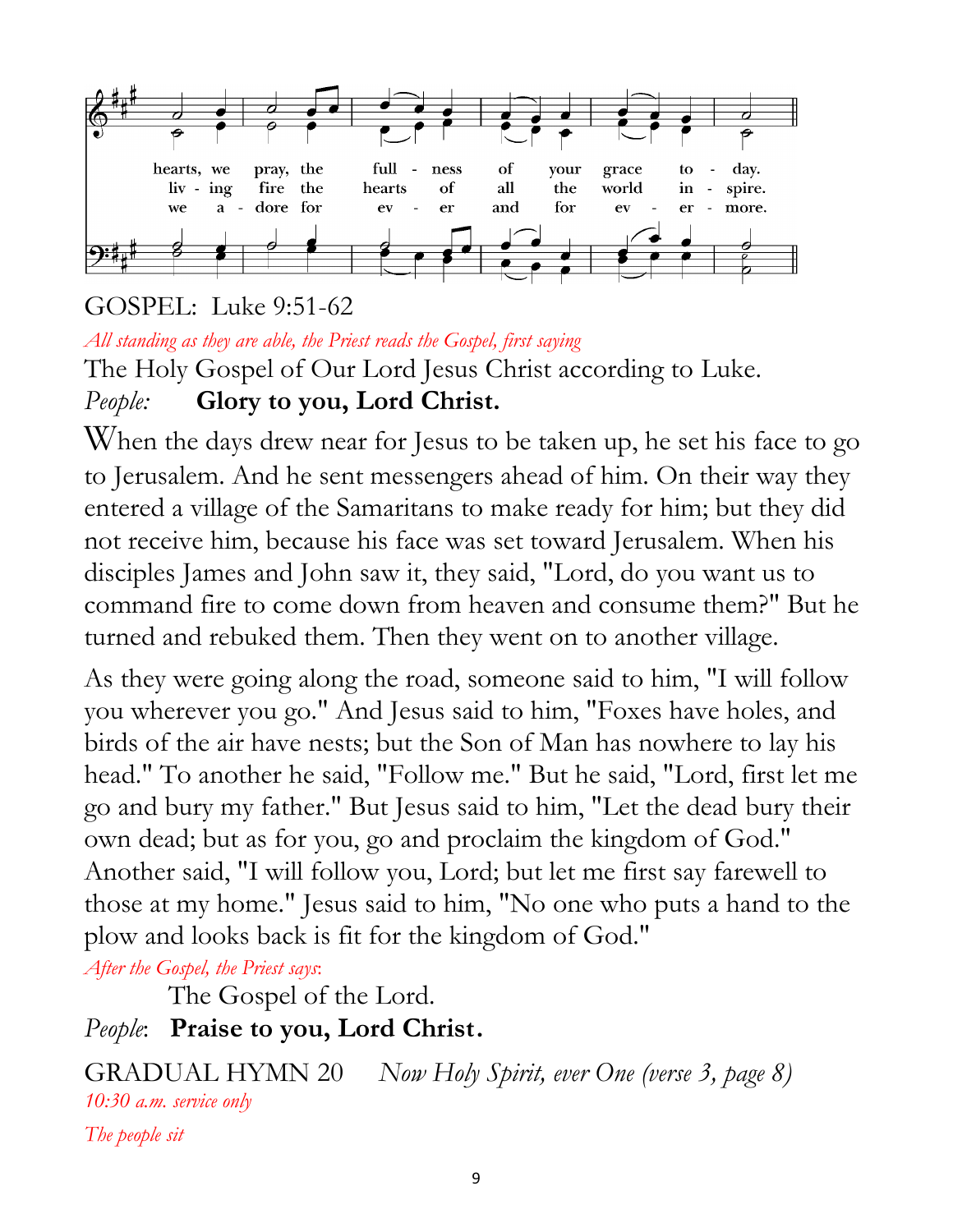hearts, we pray, the full - ness of your grace to - day.
liv - ing fire the hearts of all the world in - spire.
we a - dore for ev - er and for ev - er more.

GOSPEL: Luke 9:51-62

*All standing as they are able, the Priest reads the Gospel, first saying*

The Holy Gospel of Our Lord Jesus Christ according to Luke.

*People:* **Glory to you, Lord Christ.**

When the days drew near for Jesus to be taken up, he set his face to go to Jerusalem. And he sent messengers ahead of him. On their way they entered a village of the Samaritans to make ready for him; but they did not receive him, because his face was set toward Jerusalem. When his disciples James and John saw it, they said, "Lord, do you want us to command fire to come down from heaven and consume them?" But he turned and rebuked them. Then they went on to another village.

As they were going along the road, someone said to him, "I will follow you wherever you go." And Jesus said to him, "Foxes have holes, and birds of the air have nests; but the Son of Man has nowhere to lay his head." To another he said, "Follow me." But he said, "Lord, first let me go and bury my father." But Jesus said to him, "Let the dead bury their own dead; but as for you, go and proclaim the kingdom of God." Another said, "I will follow you, Lord; but let me first say farewell to those at my home." Jesus said to him, "No one who puts a hand to the plow and looks back is fit for the kingdom of God."

*After the Gospel, the Priest says*:

The Gospel of the Lord.

*People*: **Praise to you, Lord Christ.**

GRADUAL HYMN 20 *Now Holy Spirit, ever One (verse 3, page 8)*

*10:30 a.m. service only*

*The people sit*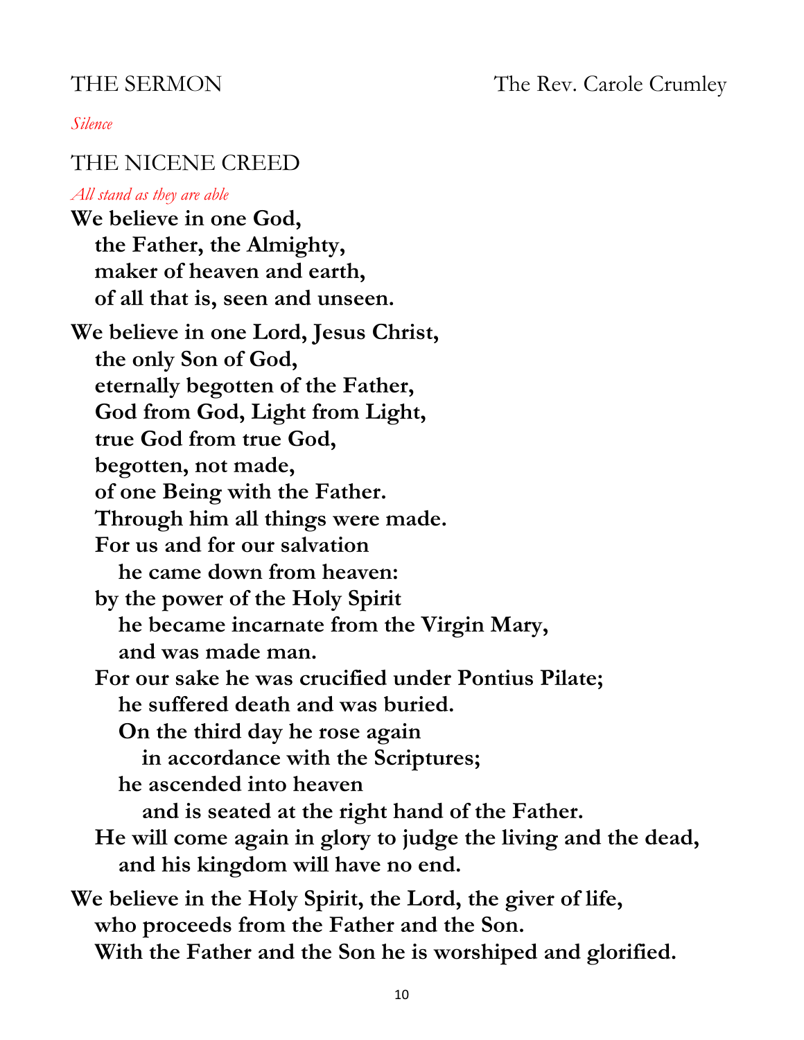## THE SERMON — The Rev. Carole Crumley

*Silence*

## THE NICENE CREED

*All stand as they are able*

**We believe in one God,**
**the Father, the Almighty,**
**maker of heaven and earth,**
**of all that is, seen and unseen.**

**We believe in one Lord, Jesus Christ,**
**the only Son of God,**
**eternally begotten of the Father,**
**God from God, Light from Light,**
**true God from true God,**
**begotten, not made,**
**of one Being with the Father.**
**Through him all things were made.**
**For us and for our salvation**
**he came down from heaven:**
**by the power of the Holy Spirit**
**he became incarnate from the Virgin Mary,**
**and was made man.**
**For our sake he was crucified under Pontius Pilate;**
**he suffered death and was buried.**
**On the third day he rose again**
**in accordance with the Scriptures;**
**he ascended into heaven**
**and is seated at the right hand of the Father.**
**He will come again in glory to judge the living and the dead,**
**and his kingdom will have no end.**

**We believe in the Holy Spirit, the Lord, the giver of life,**
**who proceeds from the Father and the Son.**
**With the Father and the Son he is worshiped and glorified.**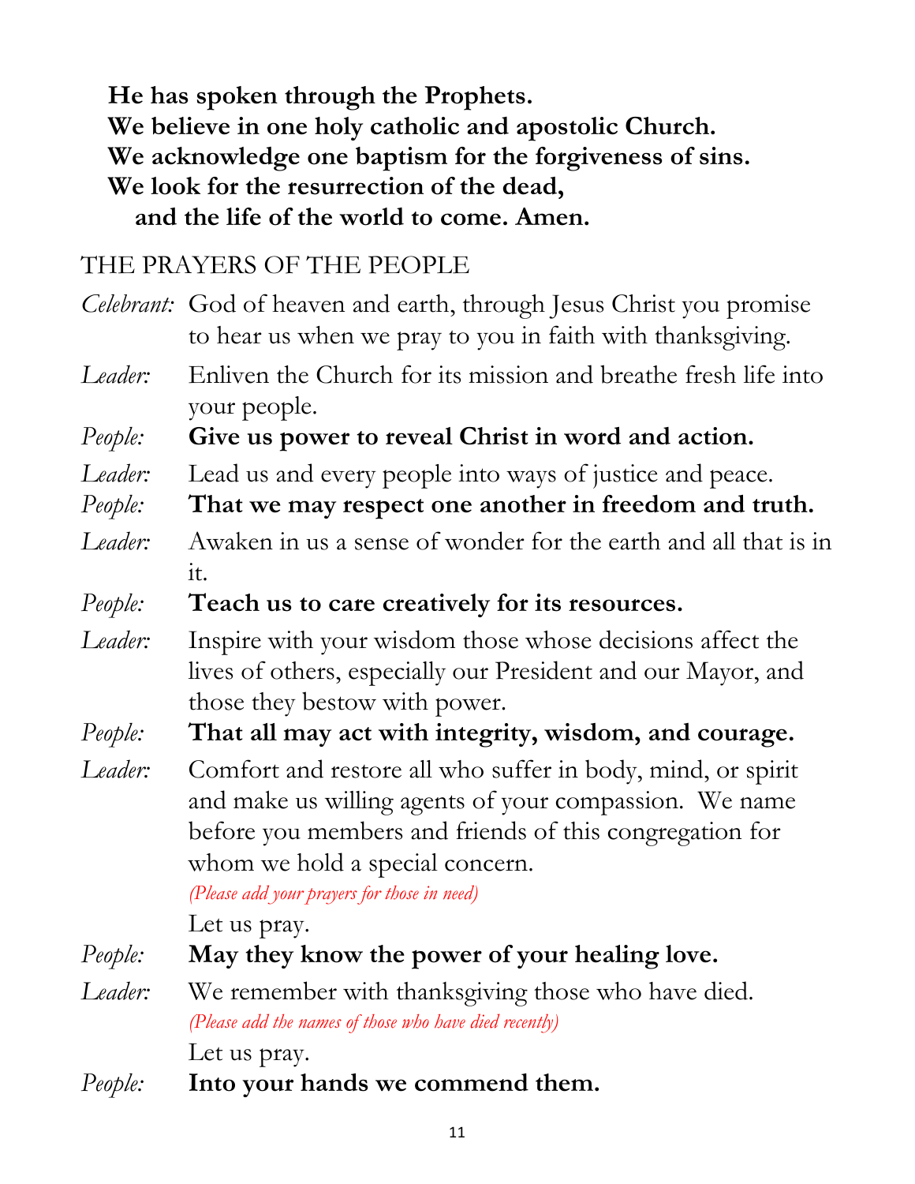**He has spoken through the Prophets.**
**We believe in one holy catholic and apostolic Church.**
**We acknowledge one baptism for the forgiveness of sins.**
**We look for the resurrection of the dead,**
**and the life of the world to come. Amen.**

## THE PRAYERS OF THE PEOPLE

*Celebrant:* God of heaven and earth, through Jesus Christ you promise to hear us when we pray to you in faith with thanksgiving.

*Leader:* Enliven the Church for its mission and breathe fresh life into your people.

*People:* **Give us power to reveal Christ in word and action.**

*Leader:* Lead us and every people into ways of justice and peace.

*People:* **That we may respect one another in freedom and truth.**

*Leader:* Awaken in us a sense of wonder for the earth and all that is in it.

*People:* **Teach us to care creatively for its resources.**

*Leader:* Inspire with your wisdom those whose decisions affect the lives of others, especially our President and our Mayor, and those they bestow with power.

*People:* **That all may act with integrity, wisdom, and courage.**

*Leader:* Comfort and restore all who suffer in body, mind, or spirit and make us willing agents of your compassion. We name before you members and friends of this congregation for whom we hold a special concern.

*(Please add your prayers for those in need)*

Let us pray.

*People:* **May they know the power of your healing love.**

*Leader:* We remember with thanksgiving those who have died.

*(Please add the names of those who have died recently)*

Let us pray.

*People:* **Into your hands we commend them.**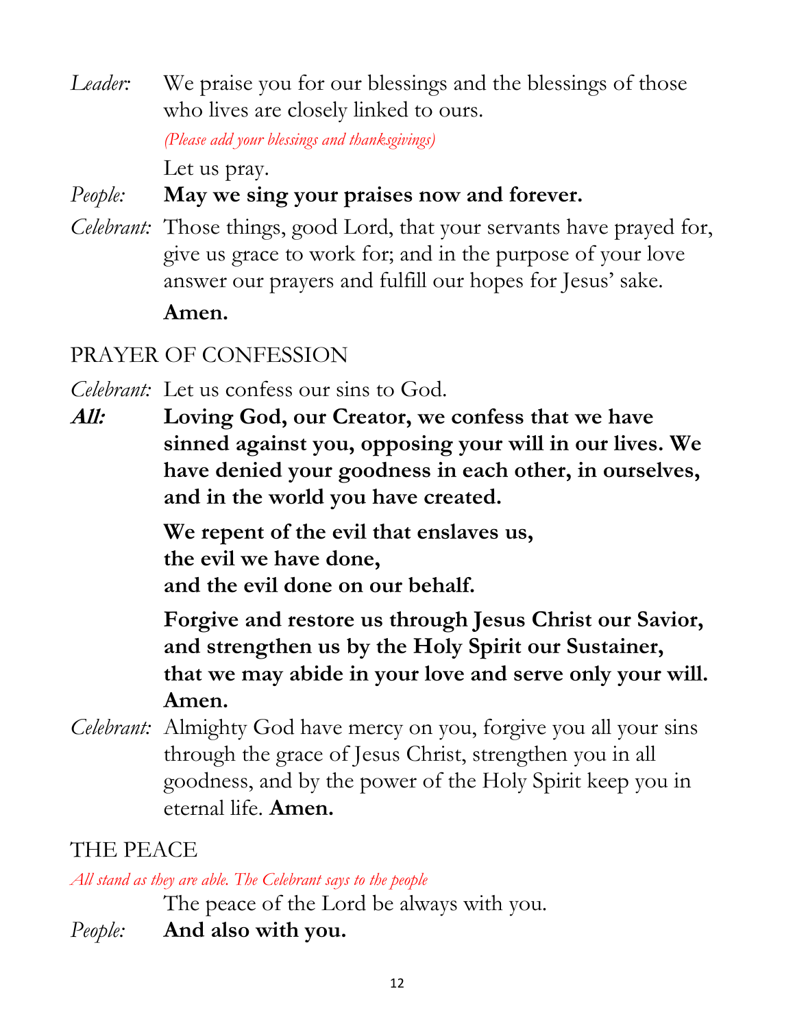*Leader:* We praise you for our blessings and the blessings of those who lives are closely linked to ours.

*(Please add your blessings and thanksgivings)*

Let us pray.

*People:* **May we sing your praises now and forever.**

*Celebrant:* Those things, good Lord, that your servants have prayed for, give us grace to work for; and in the purpose of your love answer our prayers and fulfill our hopes for Jesus' sake.

**Amen.**

## PRAYER OF CONFESSION

*Celebrant:* Let us confess our sins to God.

***All:*** **Loving God, our Creator, we confess that we have sinned against you, opposing your will in our lives. We have denied your goodness in each other, in ourselves, and in the world you have created.**

**We repent of the evil that enslaves us,**
**the evil we have done,**
**and the evil done on our behalf.**

**Forgive and restore us through Jesus Christ our Savior, and strengthen us by the Holy Spirit our Sustainer, that we may abide in your love and serve only your will. Amen.**

*Celebrant:* Almighty God have mercy on you, forgive you all your sins through the grace of Jesus Christ, strengthen you in all goodness, and by the power of the Holy Spirit keep you in eternal life. **Amen.**

## THE PEACE

*All stand as they are able. The Celebrant says to the people*

The peace of the Lord be always with you.

*People:* **And also with you.**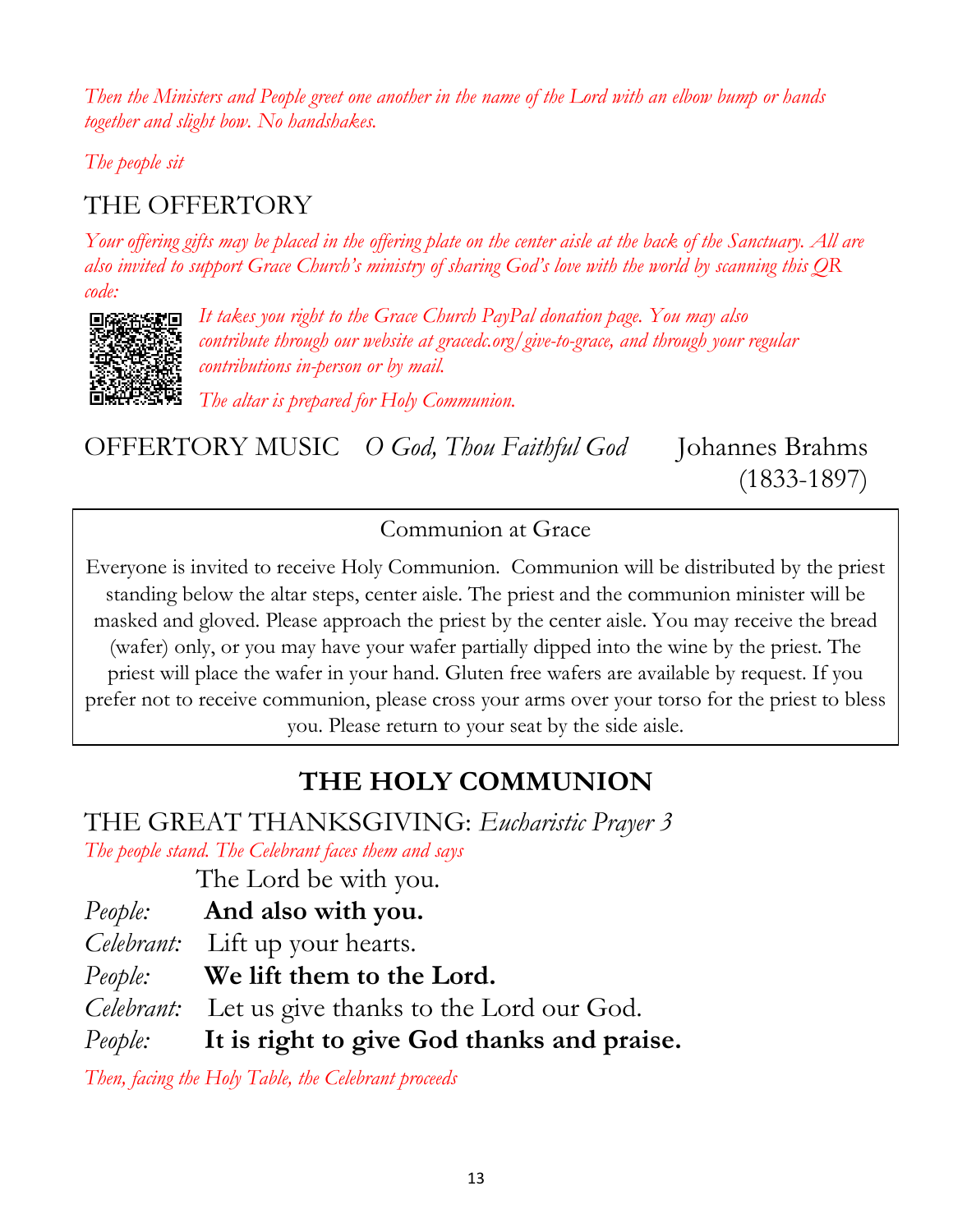*Then the Ministers and People greet one another in the name of the Lord with an elbow bump or hands together and slight bow. No handshakes.*

*The people sit*

## THE OFFERTORY

*Your offering gifts may be placed in the offering plate on the center aisle at the back of the Sanctuary. All are also invited to support Grace Church's ministry of sharing God's love with the world by scanning this QR code:*

*It takes you right to the Grace Church PayPal donation page. You may also contribute through our website at gracedc.org/give-to-grace, and through your regular contributions in-person or by mail.*

*The altar is prepared for Holy Communion.*

OFFERTORY MUSIC *O God, Thou Faithful God* Johannes Brahms (1833-1897)

> Communion at Grace
>
> Everyone is invited to receive Holy Communion. Communion will be distributed by the priest standing below the altar steps, center aisle. The priest and the communion minister will be masked and gloved. Please approach the priest by the center aisle. You may receive the bread (wafer) only, or you may have your wafer partially dipped into the wine by the priest. The priest will place the wafer in your hand. Gluten free wafers are available by request. If you prefer not to receive communion, please cross your arms over your torso for the priest to bless you. Please return to your seat by the side aisle.

# THE HOLY COMMUNION

## THE GREAT THANKSGIVING: *Eucharistic Prayer 3*

*The people stand. The Celebrant faces them and says*

The Lord be with you.

*People:* **And also with you.**

*Celebrant:* Lift up your hearts.

*People:* **We lift them to the Lord.**

*Celebrant:* Let us give thanks to the Lord our God.

*People:* **It is right to give God thanks and praise.**

*Then, facing the Holy Table, the Celebrant proceeds*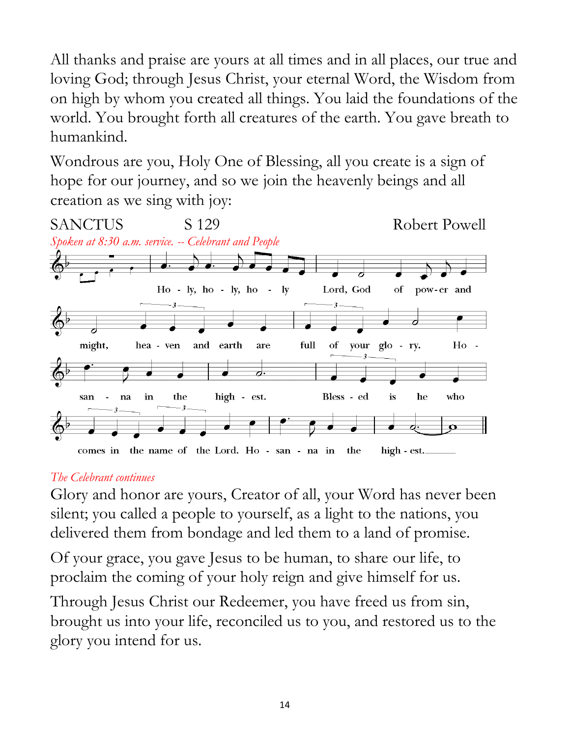All thanks and praise are yours at all times and in all places, our true and loving God; through Jesus Christ, your eternal Word, the Wisdom from on high by whom you created all things. You laid the foundations of the world. You brought forth all creatures of the earth. You gave breath to humankind.

Wondrous are you, Holy One of Blessing, all you create is a sign of hope for our journey, and so we join the heavenly beings and all creation as we sing with joy:

SANCTUS S 129 Robert Powell

*Spoken at 8:30 a.m. service. -- Celebrant and People*

Holy, holy, holy Lord, God of power and might, heaven and earth are full of your glory. Hosanna in the highest. Blessed is he who comes in the name of the Lord. Hosanna in the highest.

*The Celebrant continues*

Glory and honor are yours, Creator of all, your Word has never been silent; you called a people to yourself, as a light to the nations, you delivered them from bondage and led them to a land of promise.

Of your grace, you gave Jesus to be human, to share our life, to proclaim the coming of your holy reign and give himself for us.

Through Jesus Christ our Redeemer, you have freed us from sin, brought us into your life, reconciled us to you, and restored us to the glory you intend for us.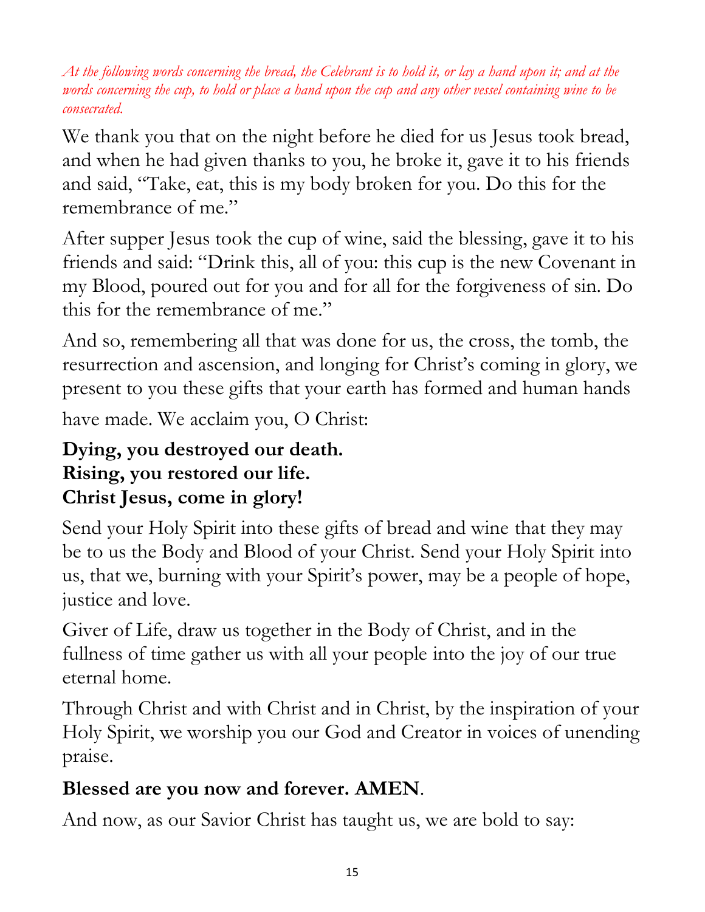*At the following words concerning the bread, the Celebrant is to hold it, or lay a hand upon it; and at the words concerning the cup, to hold or place a hand upon the cup and any other vessel containing wine to be consecrated.*

We thank you that on the night before he died for us Jesus took bread, and when he had given thanks to you, he broke it, gave it to his friends and said, "Take, eat, this is my body broken for you. Do this for the remembrance of me."

After supper Jesus took the cup of wine, said the blessing, gave it to his friends and said: "Drink this, all of you: this cup is the new Covenant in my Blood, poured out for you and for all for the forgiveness of sin. Do this for the remembrance of me."

And so, remembering all that was done for us, the cross, the tomb, the resurrection and ascension, and longing for Christ's coming in glory, we present to you these gifts that your earth has formed and human hands have made. We acclaim you, O Christ:

**Dying, you destroyed our death.**
**Rising, you restored our life.**
**Christ Jesus, come in glory!**

Send your Holy Spirit into these gifts of bread and wine that they may be to us the Body and Blood of your Christ. Send your Holy Spirit into us, that we, burning with your Spirit's power, may be a people of hope, justice and love.

Giver of Life, draw us together in the Body of Christ, and in the fullness of time gather us with all your people into the joy of our true eternal home.

Through Christ and with Christ and in Christ, by the inspiration of your Holy Spirit, we worship you our God and Creator in voices of unending praise.

**Blessed are you now and forever. AMEN**.

And now, as our Savior Christ has taught us, we are bold to say: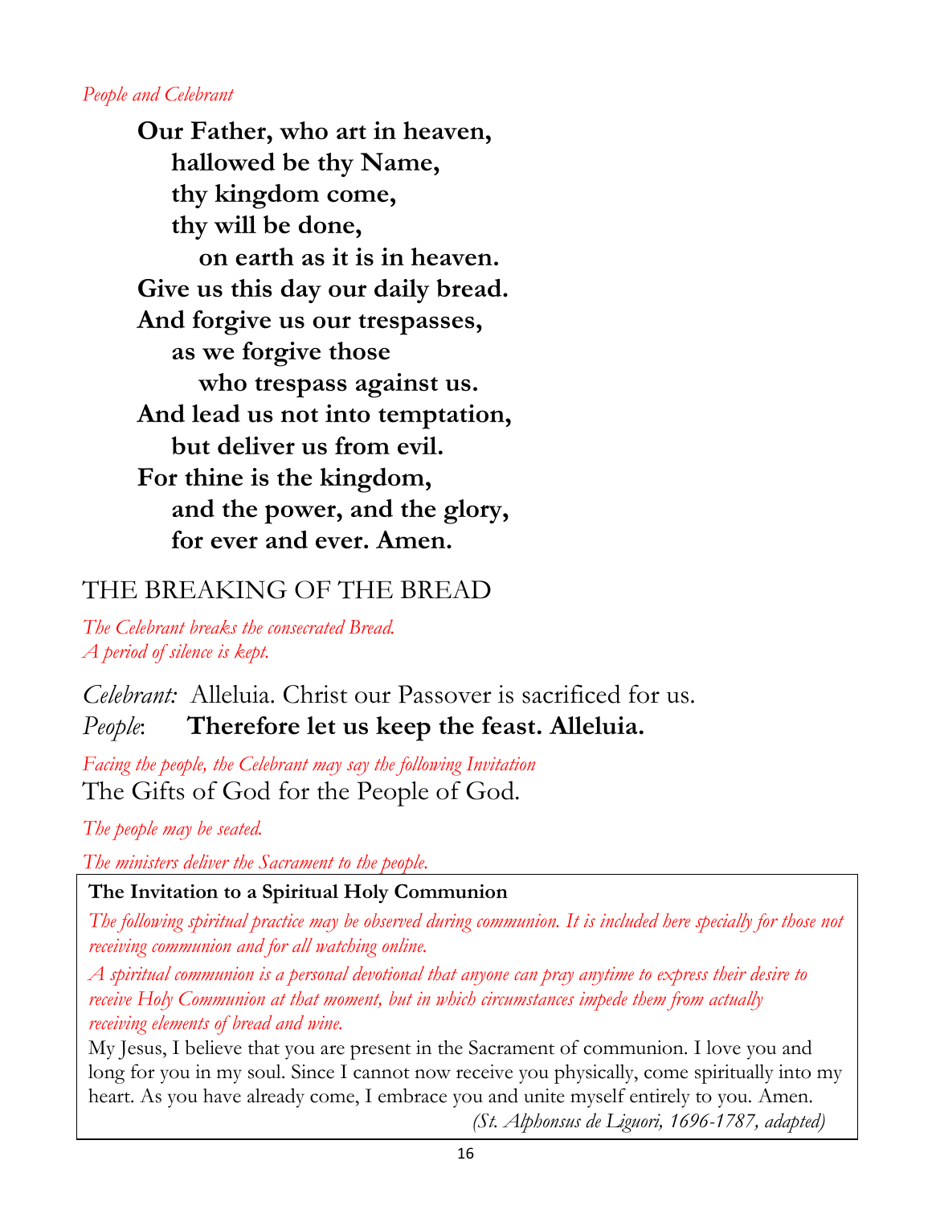*People and Celebrant*

**Our Father, who art in heaven,**
**hallowed be thy Name,**
**thy kingdom come,**
**thy will be done,**
**on earth as it is in heaven.**
**Give us this day our daily bread.**
**And forgive us our trespasses,**
**as we forgive those**
**who trespass against us.**
**And lead us not into temptation,**
**but deliver us from evil.**
**For thine is the kingdom,**
**and the power, and the glory,**
**for ever and ever. Amen.**

## THE BREAKING OF THE BREAD

*The Celebrant breaks the consecrated Bread.*
*A period of silence is kept.*

*Celebrant:* Alleluia. Christ our Passover is sacrificed for us.
*People*: **Therefore let us keep the feast. Alleluia.**

*Facing the people, the Celebrant may say the following Invitation*
The Gifts of God for the People of God.

*The people may be seated.*

*The ministers deliver the Sacrament to the people.*

**The Invitation to a Spiritual Holy Communion**

*The following spiritual practice may be observed during communion. It is included here specially for those not receiving communion and for all watching online.*

*A spiritual communion is a personal devotional that anyone can pray anytime to express their desire to receive Holy Communion at that moment, but in which circumstances impede them from actually receiving elements of bread and wine.*

My Jesus, I believe that you are present in the Sacrament of communion. I love you and long for you in my soul. Since I cannot now receive you physically, come spiritually into my heart. As you have already come, I embrace you and unite myself entirely to you. Amen.

*(St. Alphonsus de Liguori, 1696-1787, adapted)*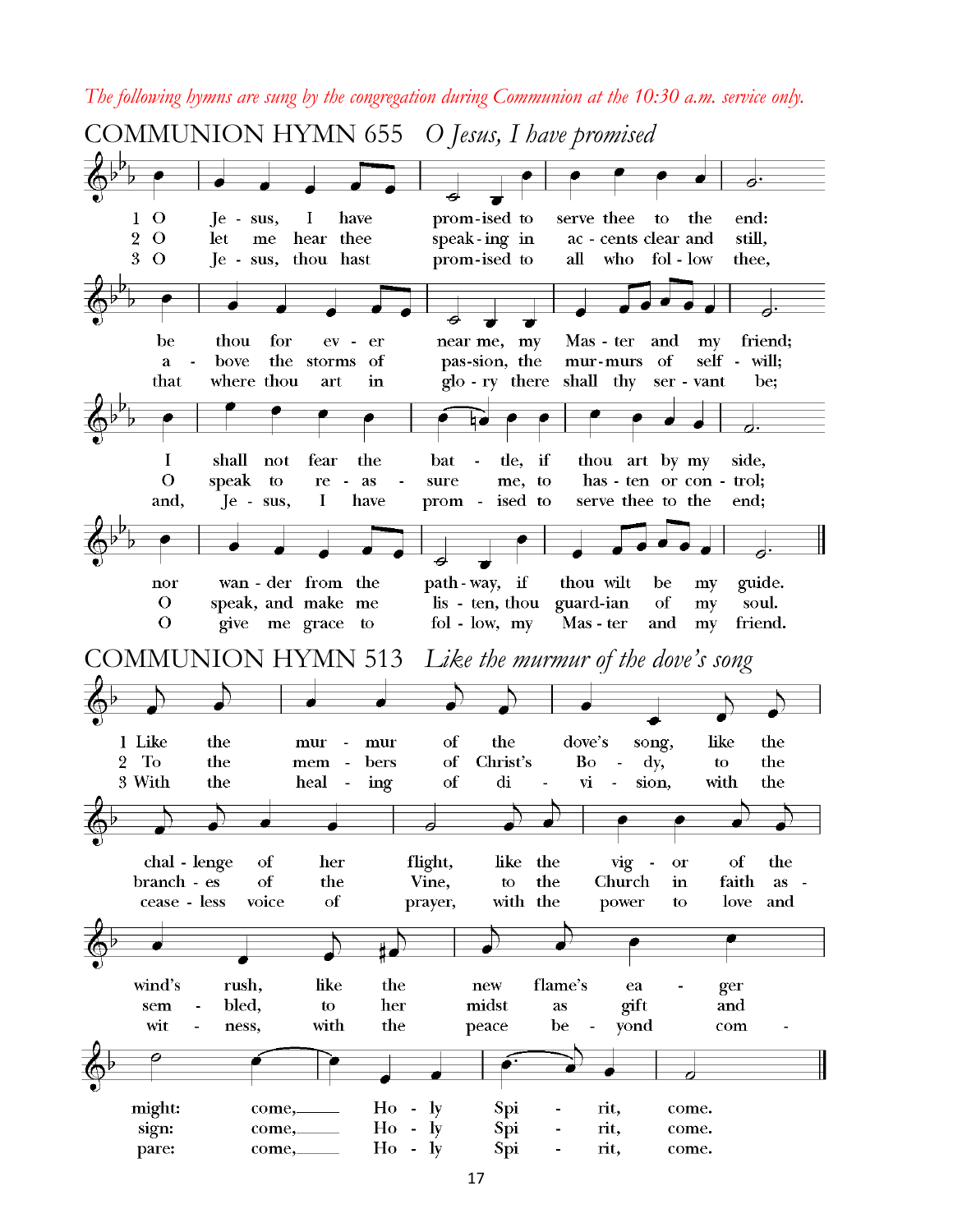*The following hymns are sung by the congregation during Communion at the 10:30 a.m. service only.*

## COMMUNION HYMN 655 *O Jesus, I have promised*

1 O Jesus, I have promised to serve thee to the end:
be thou for ever near me, my Master and my friend;
I shall not fear the battle, if thou art by my side,
nor wander from the pathway, if thou wilt be my guide.

2 O let me hear thee speaking in accents clear and still,
above the storms of passion, the murmurs of self-will;
O speak to reassure me, to hasten or control;
O speak, and make me listen, thou guardian of my soul.

3 O Jesus, thou hast promised to all who follow thee,
that where thou art in glory there shall thy servant be;
and, Jesus, I have promised to serve thee to the end;
O give me grace to follow, my Master and my friend.

## COMMUNION HYMN 513 *Like the murmur of the dove's song*

1 Like the murmur of the dove's song, like the challenge of her flight,
like the vigor of the wind's rush, like the new flame's eager might:
come, Holy Spirit, come.

2 To the members of Christ's Body, to the branches of the Vine,
to the Church in faith assembled, to her midst as gift and sign:
come, Holy Spirit, come.

3 With the healing of division, with the ceaseless voice of prayer,
with the power to love and witness, with the peace beyond compare:
come, Holy Spirit, come.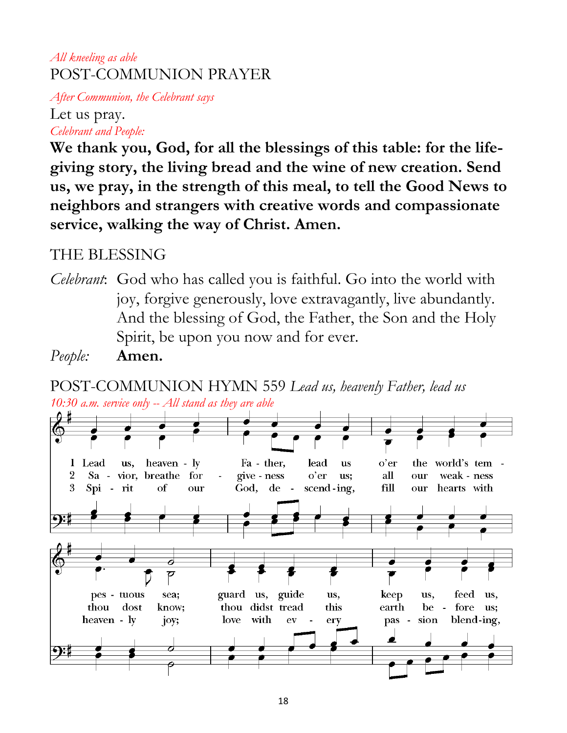*All kneeling as able*

POST-COMMUNION PRAYER

*After Communion, the Celebrant says*

Let us pray.

*Celebrant and People:*

**We thank you, God, for all the blessings of this table: for the life-giving story, the living bread and the wine of new creation. Send us, we pray, in the strength of this meal, to tell the Good News to neighbors and strangers with creative words and compassionate service, walking the way of Christ. Amen.**

THE BLESSING

*Celebrant*: God who has called you is faithful. Go into the world with joy, forgive generously, love extravagantly, live abundantly. And the blessing of God, the Father, the Son and the Holy Spirit, be upon you now and for ever.

*People:* **Amen.**

POST-COMMUNION HYMN 559 *Lead us, heavenly Father, lead us*

*10:30 a.m. service only -- All stand as they are able*

1 Lead us, heaven - ly Fa - ther, lead us o'er the world's tem - pes - tuous sea; guard us, guide us, keep us, feed us,

2 Sa - vior, breathe for - give - ness o'er us; all our weak - ness thou dost know; thou didst tread this earth be - fore us;

3 Spi - rit of our God, de - scend - ing, fill our hearts with heaven - ly joy; love with ev - ery pas - sion blend - ing,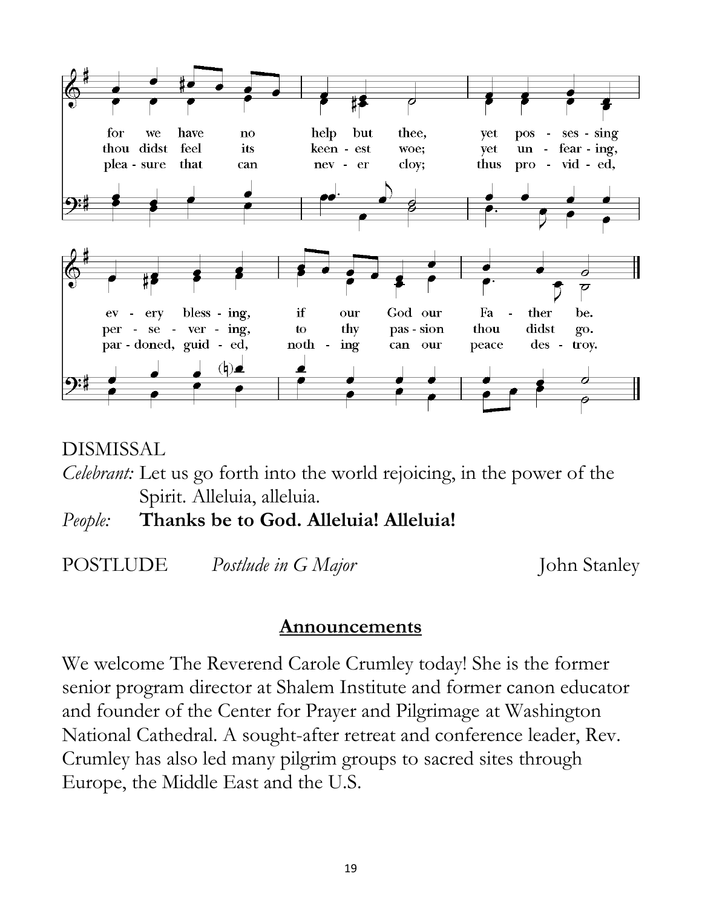for we have no help but thee, yet pos - ses - sing
thou didst feel its keen - est woe; yet un - fear - ing,
plea - sure that can nev - er cloy; thus pro - vid - ed,

ev - ery bless - ing, if our God our Fa - ther be.
per - se - ver - ing, to thy pas - sion thou didst go.
par - doned, guid - ed, noth - ing can our peace des - troy.

DISMISSAL

*Celebrant:* Let us go forth into the world rejoicing, in the power of the Spirit. Alleluia, alleluia.

*People:* **Thanks be to God. Alleluia! Alleluia!**

POSTLUDE *Postlude in G Major* John Stanley

## Announcements

We welcome The Reverend Carole Crumley today! She is the former senior program director at Shalem Institute and former canon educator and founder of the Center for Prayer and Pilgrimage at Washington National Cathedral. A sought-after retreat and conference leader, Rev. Crumley has also led many pilgrim groups to sacred sites through Europe, the Middle East and the U.S.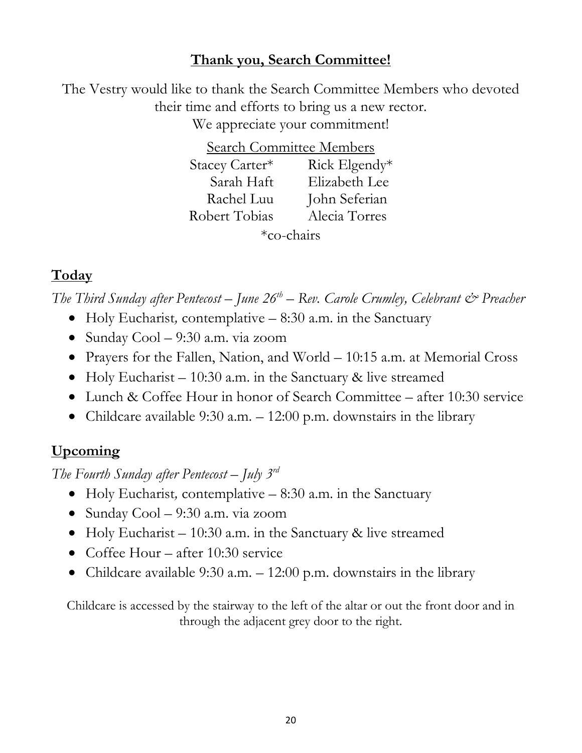## **Thank you, Search Committee!**

The Vestry would like to thank the Search Committee Members who devoted their time and efforts to bring us a new rector.
We appreciate your commitment!

Search Committee Members

| | |
|---|---|
| Stacey Carter* | Rick Elgendy* |
| Sarah Haft | Elizabeth Lee |
| Rachel Luu | John Seferian |
| Robert Tobias | Alecia Torres |

*co-chairs

## **Today**

*The Third Sunday after Pentecost – June 26th – Rev. Carole Crumley, Celebrant & Preacher*

- Holy Eucharist, contemplative – 8:30 a.m. in the Sanctuary
- Sunday Cool – 9:30 a.m. via zoom
- Prayers for the Fallen, Nation, and World – 10:15 a.m. at Memorial Cross
- Holy Eucharist – 10:30 a.m. in the Sanctuary & live streamed
- Lunch & Coffee Hour in honor of Search Committee – after 10:30 service
- Childcare available 9:30 a.m. – 12:00 p.m. downstairs in the library

## **Upcoming**

*The Fourth Sunday after Pentecost – July 3rd*

- Holy Eucharist, contemplative – 8:30 a.m. in the Sanctuary
- Sunday Cool – 9:30 a.m. via zoom
- Holy Eucharist – 10:30 a.m. in the Sanctuary & live streamed
- Coffee Hour – after 10:30 service
- Childcare available 9:30 a.m. – 12:00 p.m. downstairs in the library

Childcare is accessed by the stairway to the left of the altar or out the front door and in through the adjacent grey door to the right.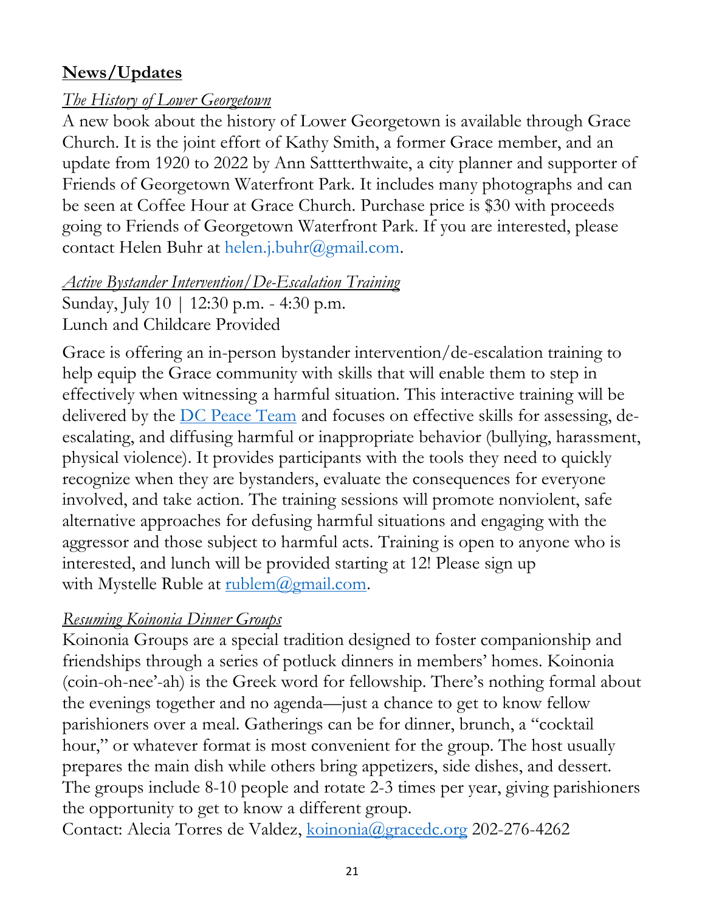## News/Updates

*The History of Lower Georgetown*

A new book about the history of Lower Georgetown is available through Grace Church. It is the joint effort of Kathy Smith, a former Grace member, and an update from 1920 to 2022 by Ann Sattterthwaite, a city planner and supporter of Friends of Georgetown Waterfront Park. It includes many photographs and can be seen at Coffee Hour at Grace Church. Purchase price is $30 with proceeds going to Friends of Georgetown Waterfront Park. If you are interested, please contact Helen Buhr at helen.j.buhr@gmail.com.

*Active Bystander Intervention/De-Escalation Training*

Sunday, July 10 | 12:30 p.m. - 4:30 p.m.
Lunch and Childcare Provided

Grace is offering an in-person bystander intervention/de-escalation training to help equip the Grace community with skills that will enable them to step in effectively when witnessing a harmful situation. This interactive training will be delivered by the DC Peace Team and focuses on effective skills for assessing, de-escalating, and diffusing harmful or inappropriate behavior (bullying, harassment, physical violence). It provides participants with the tools they need to quickly recognize when they are bystanders, evaluate the consequences for everyone involved, and take action. The training sessions will promote nonviolent, safe alternative approaches for defusing harmful situations and engaging with the aggressor and those subject to harmful acts. Training is open to anyone who is interested, and lunch will be provided starting at 12! Please sign up with Mystelle Ruble at rublem@gmail.com.

*Resuming Koinonia Dinner Groups*

Koinonia Groups are a special tradition designed to foster companionship and friendships through a series of potluck dinners in members' homes. Koinonia (coin-oh-nee'-ah) is the Greek word for fellowship. There's nothing formal about the evenings together and no agenda—just a chance to get to know fellow parishioners over a meal. Gatherings can be for dinner, brunch, a "cocktail hour," or whatever format is most convenient for the group. The host usually prepares the main dish while others bring appetizers, side dishes, and dessert. The groups include 8-10 people and rotate 2-3 times per year, giving parishioners the opportunity to get to know a different group.
Contact: Alecia Torres de Valdez, koinonia@gracedc.org 202-276-4262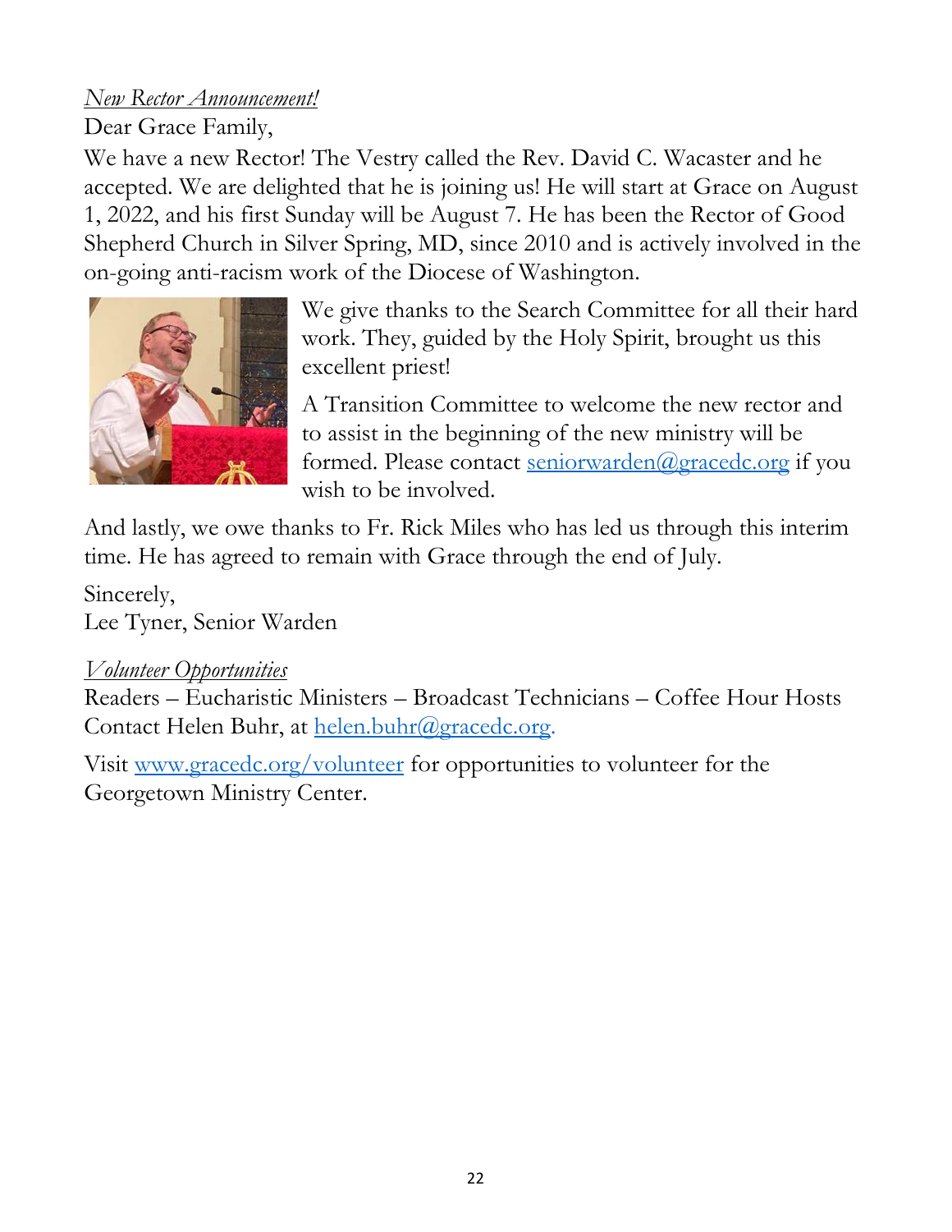*New Rector Announcement!*

Dear Grace Family,

We have a new Rector! The Vestry called the Rev. David C. Wacaster and he accepted. We are delighted that he is joining us! He will start at Grace on August 1, 2022, and his first Sunday will be August 7. He has been the Rector of Good Shepherd Church in Silver Spring, MD, since 2010 and is actively involved in the on-going anti-racism work of the Diocese of Washington.

We give thanks to the Search Committee for all their hard work. They, guided by the Holy Spirit, brought us this excellent priest!

A Transition Committee to welcome the new rector and to assist in the beginning of the new ministry will be formed. Please contact seniorwarden@gracedc.org if you wish to be involved.

And lastly, we owe thanks to Fr. Rick Miles who has led us through this interim time. He has agreed to remain with Grace through the end of July.

Sincerely,
Lee Tyner, Senior Warden

*Volunteer Opportunities*

Readers – Eucharistic Ministers – Broadcast Technicians – Coffee Hour Hosts
Contact Helen Buhr, at helen.buhr@gracedc.org.

Visit www.gracedc.org/volunteer for opportunities to volunteer for the Georgetown Ministry Center.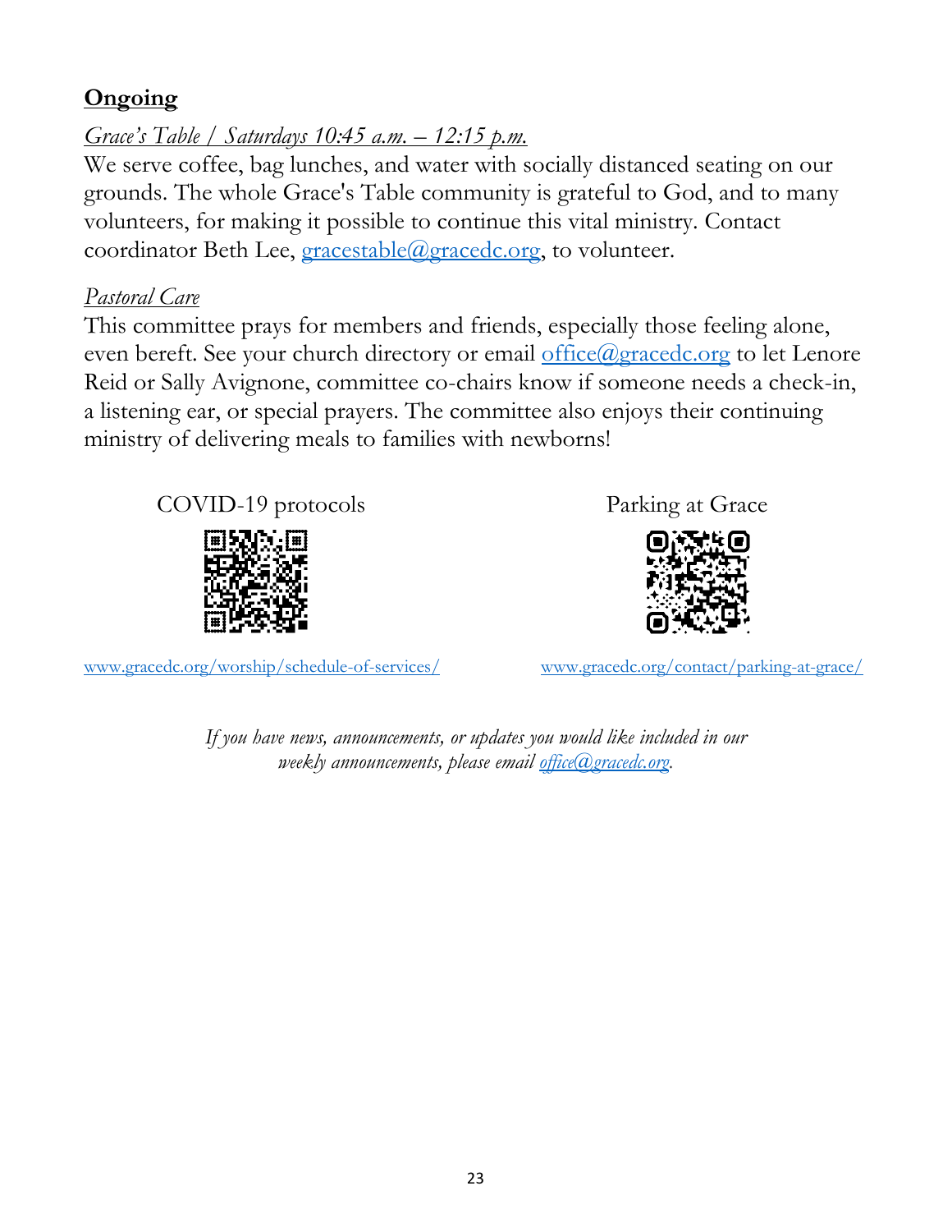## **Ongoing**

*Grace's Table / Saturdays 10:45 a.m. – 12:15 p.m.*

We serve coffee, bag lunches, and water with socially distanced seating on our grounds. The whole Grace's Table community is grateful to God, and to many volunteers, for making it possible to continue this vital ministry. Contact coordinator Beth Lee, gracestable@gracedc.org, to volunteer.

*Pastoral Care*

This committee prays for members and friends, especially those feeling alone, even bereft. See your church directory or email office@gracedc.org to let Lenore Reid or Sally Avignone, committee co-chairs know if someone needs a check-in, a listening ear, or special prayers. The committee also enjoys their continuing ministry of delivering meals to families with newborns!

COVID-19 protocols

www.gracedc.org/worship/schedule-of-services/

Parking at Grace

www.gracedc.org/contact/parking-at-grace/

*If you have news, announcements, or updates you would like included in our weekly announcements, please email office@gracedc.org.*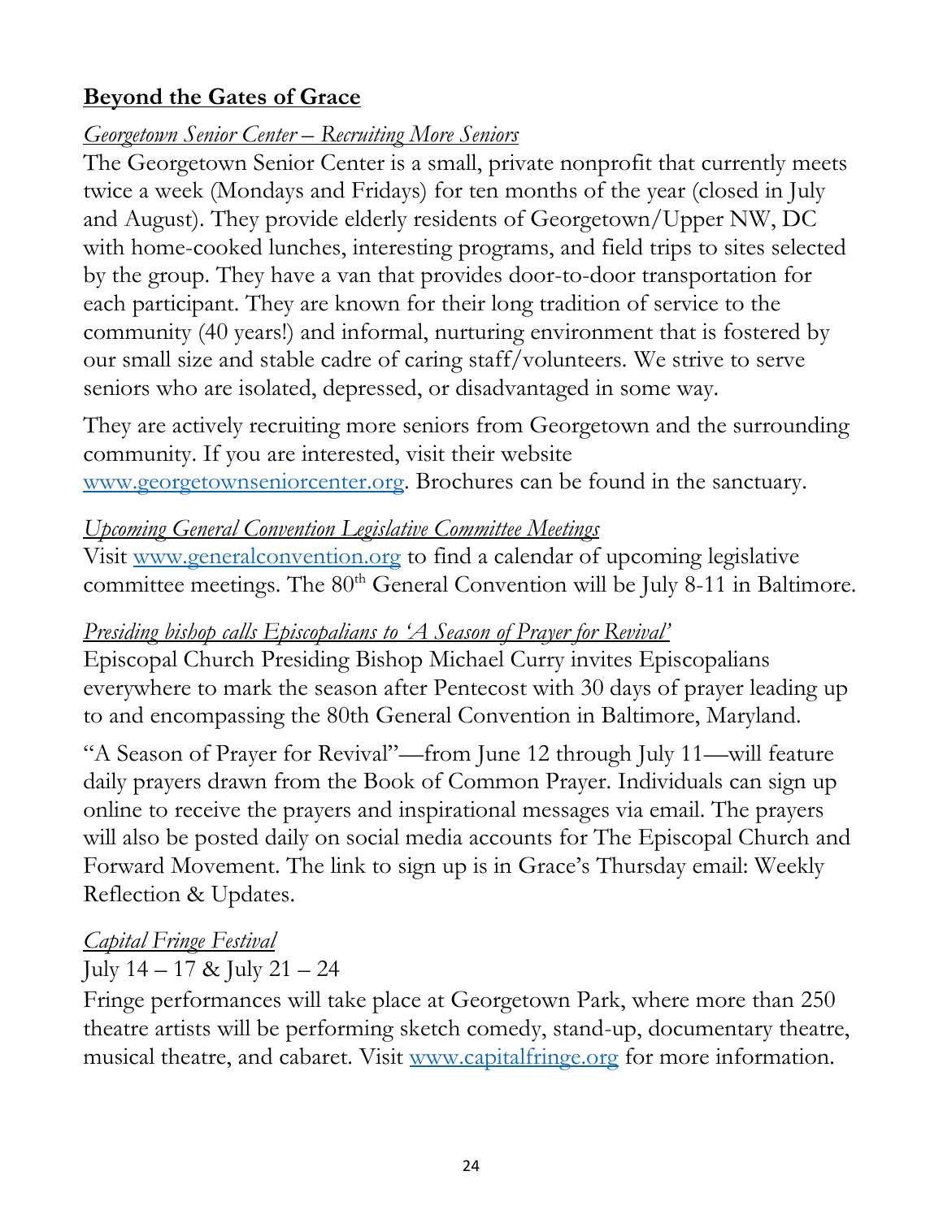## **Beyond the Gates of Grace**

*Georgetown Senior Center – Recruiting More Seniors*

The Georgetown Senior Center is a small, private nonprofit that currently meets twice a week (Mondays and Fridays) for ten months of the year (closed in July and August). They provide elderly residents of Georgetown/Upper NW, DC with home-cooked lunches, interesting programs, and field trips to sites selected by the group. They have a van that provides door-to-door transportation for each participant. They are known for their long tradition of service to the community (40 years!) and informal, nurturing environment that is fostered by our small size and stable cadre of caring staff/volunteers. We strive to serve seniors who are isolated, depressed, or disadvantaged in some way.

They are actively recruiting more seniors from Georgetown and the surrounding community. If you are interested, visit their website www.georgetownseniorcenter.org. Brochures can be found in the sanctuary.

*Upcoming General Convention Legislative Committee Meetings*

Visit www.generalconvention.org to find a calendar of upcoming legislative committee meetings. The 80th General Convention will be July 8-11 in Baltimore.

*Presiding bishop calls Episcopalians to 'A Season of Prayer for Revival'*

Episcopal Church Presiding Bishop Michael Curry invites Episcopalians everywhere to mark the season after Pentecost with 30 days of prayer leading up to and encompassing the 80th General Convention in Baltimore, Maryland.

"A Season of Prayer for Revival"—from June 12 through July 11—will feature daily prayers drawn from the Book of Common Prayer. Individuals can sign up online to receive the prayers and inspirational messages via email. The prayers will also be posted daily on social media accounts for The Episcopal Church and Forward Movement. The link to sign up is in Grace's Thursday email: Weekly Reflection & Updates.

*Capital Fringe Festival*

July 14 – 17 & July 21 – 24

Fringe performances will take place at Georgetown Park, where more than 250 theatre artists will be performing sketch comedy, stand-up, documentary theatre, musical theatre, and cabaret. Visit www.capitalfringe.org for more information.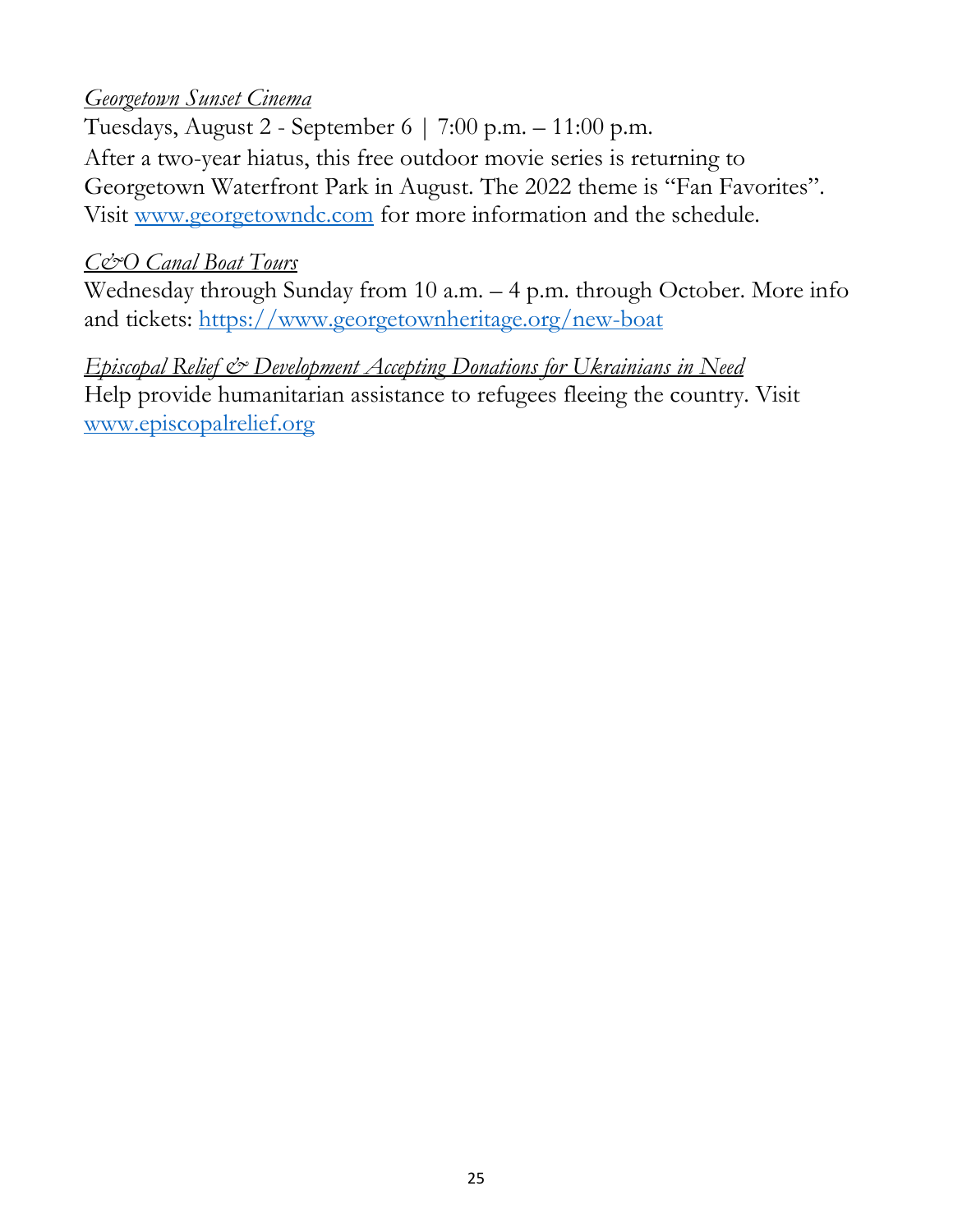*Georgetown Sunset Cinema*

Tuesdays, August 2 - September 6 | 7:00 p.m. – 11:00 p.m.
After a two-year hiatus, this free outdoor movie series is returning to Georgetown Waterfront Park in August. The 2022 theme is "Fan Favorites". Visit www.georgetowndc.com for more information and the schedule.

*C&O Canal Boat Tours*

Wednesday through Sunday from 10 a.m. – 4 p.m. through October. More info and tickets: https://www.georgetownheritage.org/new-boat

*Episcopal Relief & Development Accepting Donations for Ukrainians in Need*

Help provide humanitarian assistance to refugees fleeing the country. Visit www.episcopalrelief.org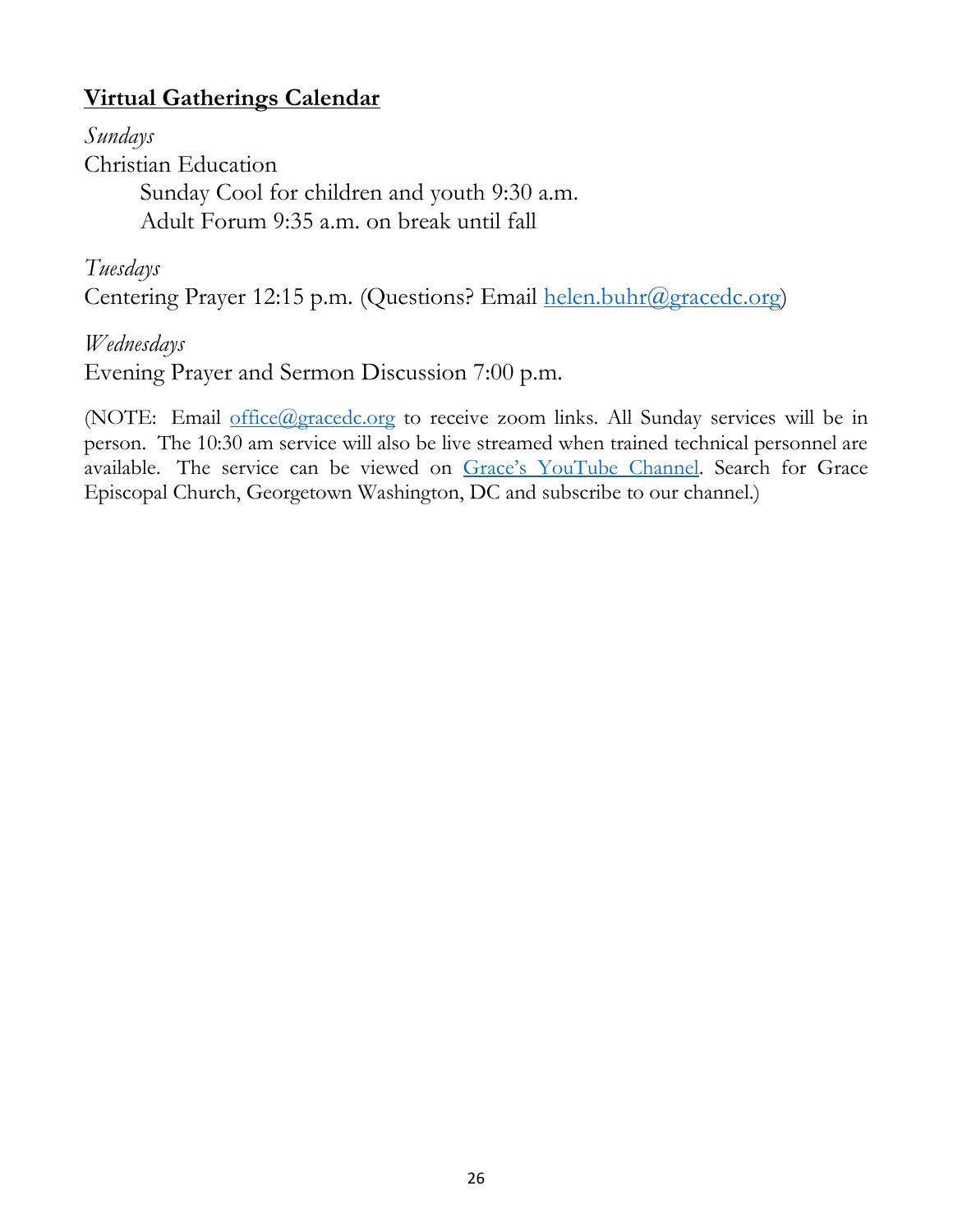## **Virtual Gatherings Calendar**

*Sundays*

Christian Education

Sunday Cool for children and youth 9:30 a.m.

Adult Forum 9:35 a.m. on break until fall

*Tuesdays*

Centering Prayer 12:15 p.m. (Questions? Email helen.buhr@gracedc.org)

*Wednesdays*

Evening Prayer and Sermon Discussion 7:00 p.m.

(NOTE: Email office@gracedc.org to receive zoom links. All Sunday services will be in person. The 10:30 am service will also be live streamed when trained technical personnel are available. The service can be viewed on Grace's YouTube Channel. Search for Grace Episcopal Church, Georgetown Washington, DC and subscribe to our channel.)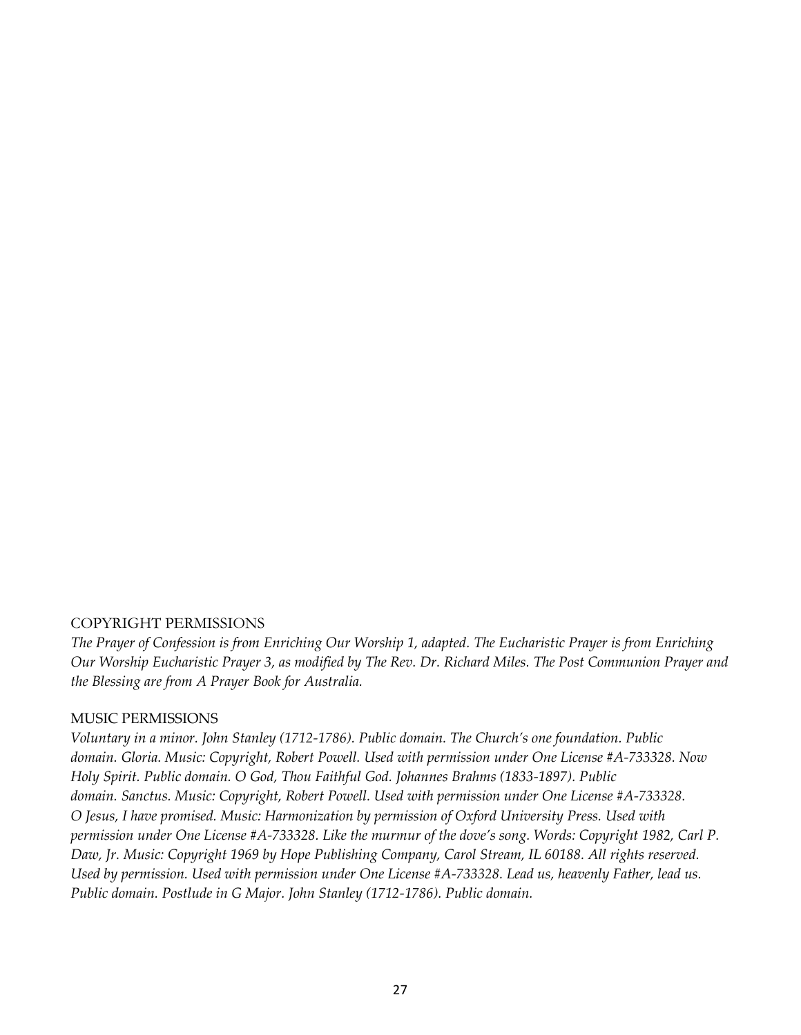COPYRIGHT PERMISSIONS

*The Prayer of Confession is from Enriching Our Worship 1, adapted. The Eucharistic Prayer is from Enriching Our Worship Eucharistic Prayer 3, as modified by The Rev. Dr. Richard Miles. The Post Communion Prayer and the Blessing are from A Prayer Book for Australia.*

MUSIC PERMISSIONS

*Voluntary in a minor. John Stanley (1712-1786). Public domain. The Church's one foundation. Public domain. Gloria. Music: Copyright, Robert Powell. Used with permission under One License #A-733328. Now Holy Spirit. Public domain. O God, Thou Faithful God. Johannes Brahms (1833-1897). Public domain. Sanctus. Music: Copyright, Robert Powell. Used with permission under One License #A-733328. O Jesus, I have promised. Music: Harmonization by permission of Oxford University Press. Used with permission under One License #A-733328. Like the murmur of the dove's song. Words: Copyright 1982, Carl P. Daw, Jr. Music: Copyright 1969 by Hope Publishing Company, Carol Stream, IL 60188. All rights reserved. Used by permission. Used with permission under One License #A-733328. Lead us, heavenly Father, lead us. Public domain. Postlude in G Major. John Stanley (1712-1786). Public domain.*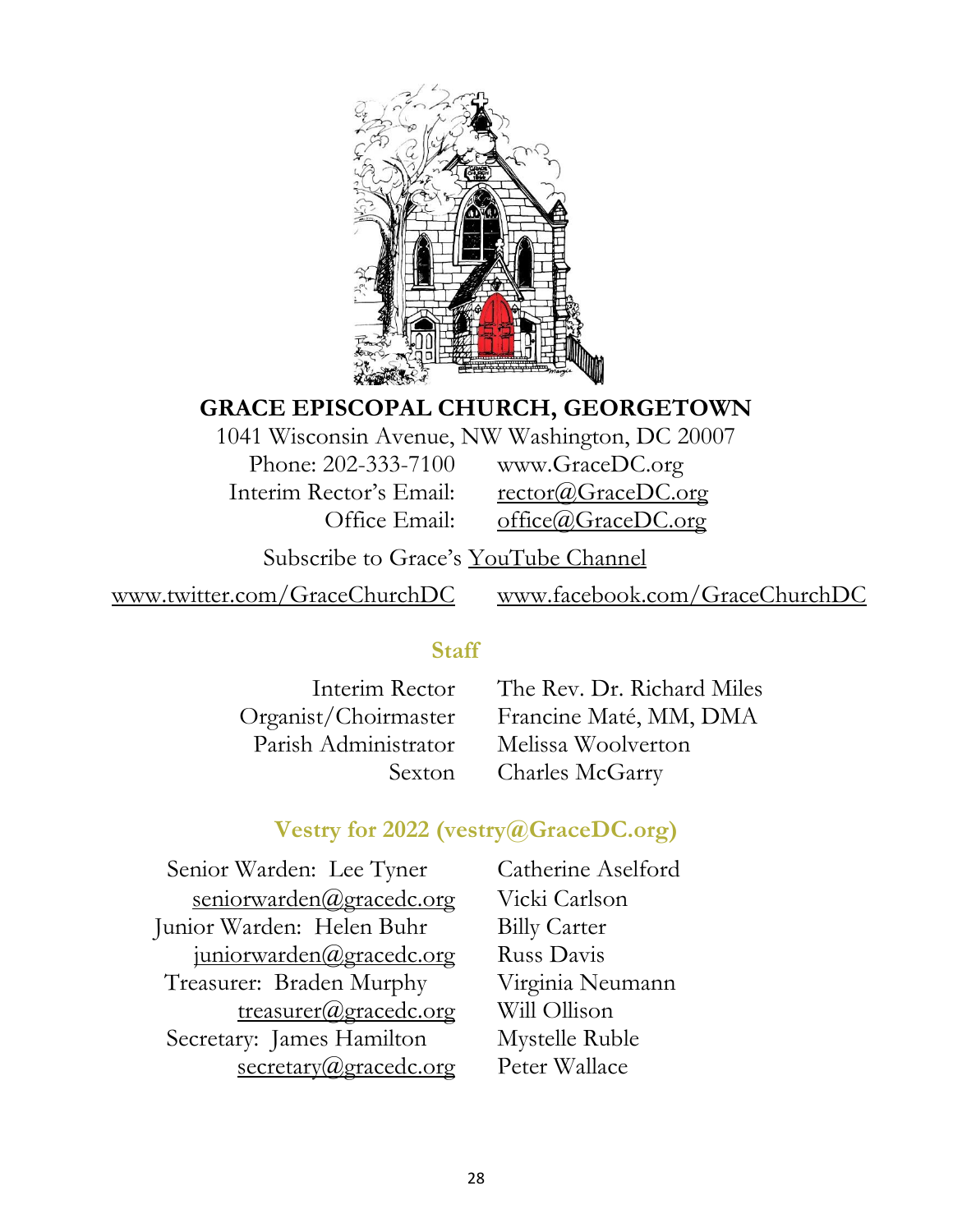# GRACE EPISCOPAL CHURCH, GEORGETOWN

1041 Wisconsin Avenue, NW Washington, DC 20007

Phone: 202-333-7100 www.GraceDC.org

Interim Rector's Email: rector@GraceDC.org

Office Email: office@GraceDC.org

Subscribe to Grace's YouTube Channel

www.twitter.com/GraceChurchDC www.facebook.com/GraceChurchDC

## Staff

| | |
|---|---|
| Interim Rector | The Rev. Dr. Richard Miles |
| Organist/Choirmaster | Francine Maté, MM, DMA |
| Parish Administrator | Melissa Woolverton |
| Sexton | Charles McGarry |

## Vestry for 2022 (vestry@GraceDC.org)

Senior Warden: Lee Tyner
seniorwarden@gracedc.org

Junior Warden: Helen Buhr
juniorwarden@gracedc.org

Treasurer: Braden Murphy
treasurer@gracedc.org

Secretary: James Hamilton
secretary@gracedc.org

Catherine Aselford
Vicki Carlson
Billy Carter
Russ Davis
Virginia Neumann
Will Ollison
Mystelle Ruble
Peter Wallace